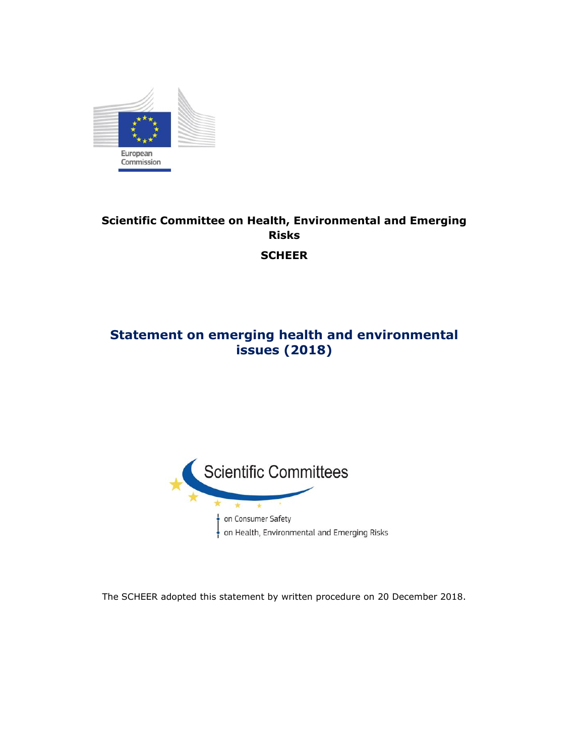European Commission

**Scientific Committee on Health, Environmental and Emerging Risks**

**SCHEER**

# Statement on emerging health and environmental issues (2018)

Scientific Committees

on Consumer Safety

on Health, Environmental and Emerging Risks

The SCHEER adopted this statement by written procedure on 20 December 2018.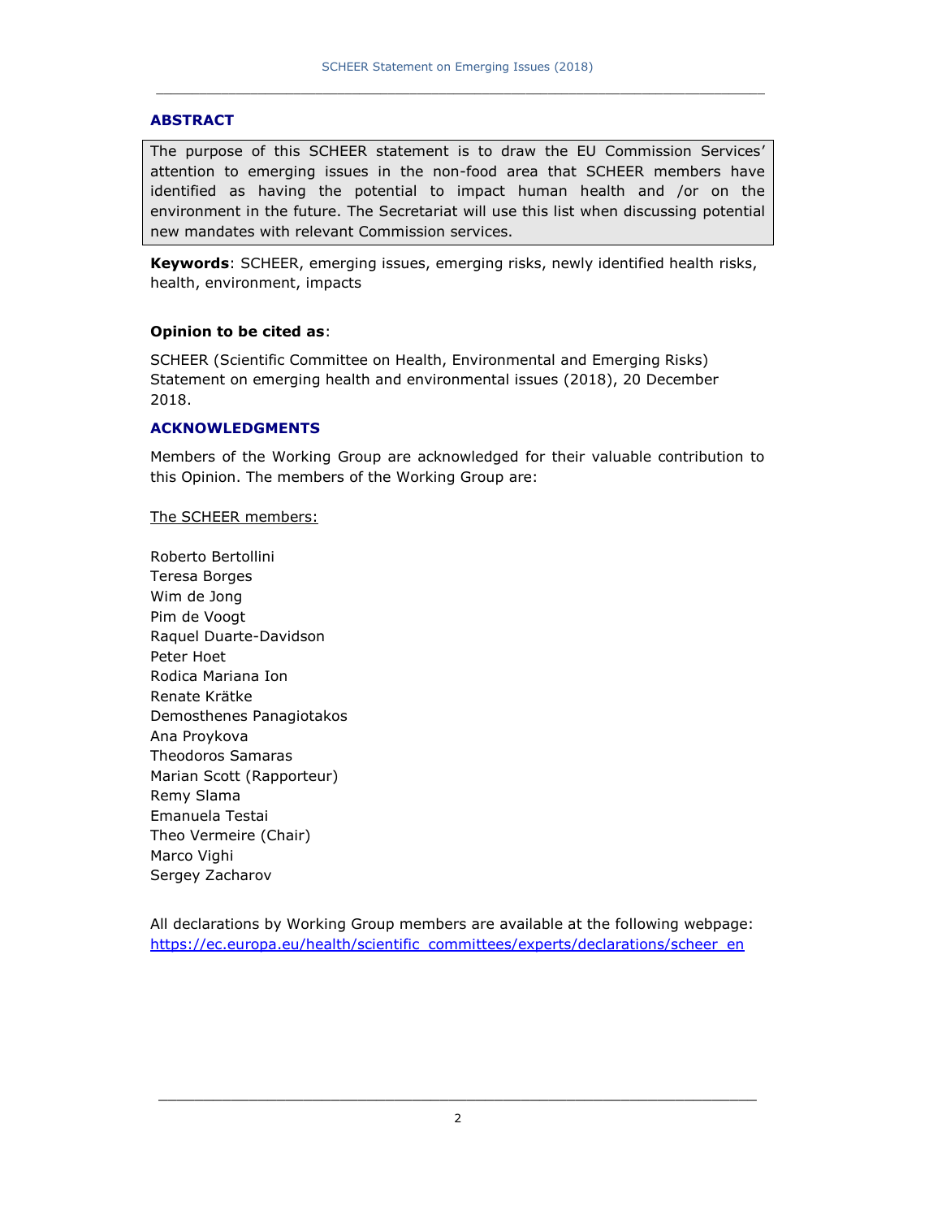## ABSTRACT

The purpose of this SCHEER statement is to draw the EU Commission Services' attention to emerging issues in the non-food area that SCHEER members have identified as having the potential to impact human health and /or on the environment in the future. The Secretariat will use this list when discussing potential new mandates with relevant Commission services.

**Keywords**: SCHEER, emerging issues, emerging risks, newly identified health risks, health, environment, impacts

**Opinion to be cited as**:

SCHEER (Scientific Committee on Health, Environmental and Emerging Risks) Statement on emerging health and environmental issues (2018), 20 December 2018.

## ACKNOWLEDGMENTS

Members of the Working Group are acknowledged for their valuable contribution to this Opinion. The members of the Working Group are:

The SCHEER members:

Roberto Bertollini
Teresa Borges
Wim de Jong
Pim de Voogt
Raquel Duarte-Davidson
Peter Hoet
Rodica Mariana Ion
Renate Krätke
Demosthenes Panagiotakos
Ana Proykova
Theodoros Samaras
Marian Scott (Rapporteur)
Remy Slama
Emanuela Testai
Theo Vermeire (Chair)
Marco Vighi
Sergey Zacharov

All declarations by Working Group members are available at the following webpage: https://ec.europa.eu/health/scientific_committees/experts/declarations/scheer_en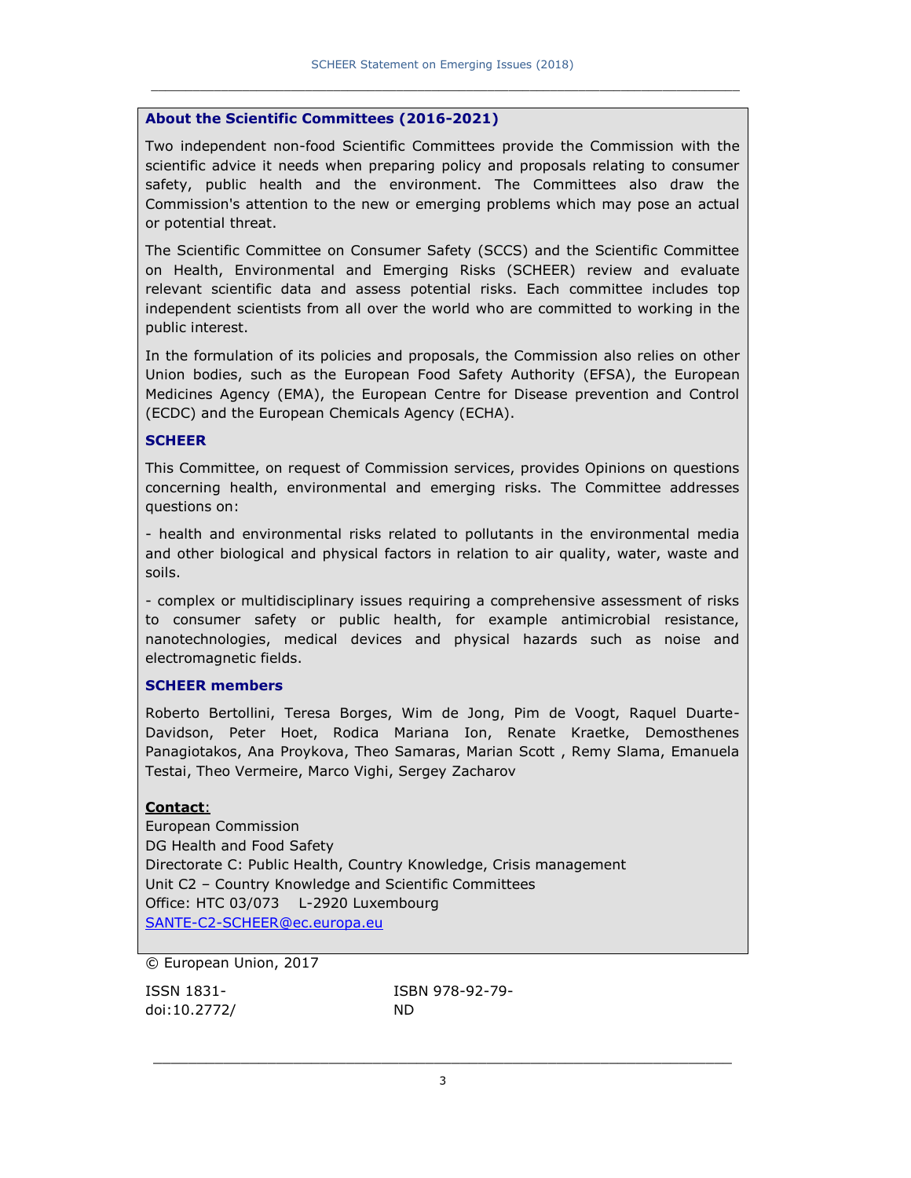## About the Scientific Committees (2016-2021)

Two independent non-food Scientific Committees provide the Commission with the scientific advice it needs when preparing policy and proposals relating to consumer safety, public health and the environment. The Committees also draw the Commission's attention to the new or emerging problems which may pose an actual or potential threat.

The Scientific Committee on Consumer Safety (SCCS) and the Scientific Committee on Health, Environmental and Emerging Risks (SCHEER) review and evaluate relevant scientific data and assess potential risks. Each committee includes top independent scientists from all over the world who are committed to working in the public interest.

In the formulation of its policies and proposals, the Commission also relies on other Union bodies, such as the European Food Safety Authority (EFSA), the European Medicines Agency (EMA), the European Centre for Disease prevention and Control (ECDC) and the European Chemicals Agency (ECHA).

## SCHEER

This Committee, on request of Commission services, provides Opinions on questions concerning health, environmental and emerging risks. The Committee addresses questions on:

- health and environmental risks related to pollutants in the environmental media and other biological and physical factors in relation to air quality, water, waste and soils.

- complex or multidisciplinary issues requiring a comprehensive assessment of risks to consumer safety or public health, for example antimicrobial resistance, nanotechnologies, medical devices and physical hazards such as noise and electromagnetic fields.

## SCHEER members

Roberto Bertollini, Teresa Borges, Wim de Jong, Pim de Voogt, Raquel Duarte-Davidson, Peter Hoet, Rodica Mariana Ion, Renate Kraetke, Demosthenes Panagiotakos, Ana Proykova, Theo Samaras, Marian Scott , Remy Slama, Emanuela Testai, Theo Vermeire, Marco Vighi, Sergey Zacharov

**Contact**:
European Commission
DG Health and Food Safety
Directorate C: Public Health, Country Knowledge, Crisis management
Unit C2 – Country Knowledge and Scientific Committees
Office: HTC 03/073 L-2920 Luxembourg
SANTE-C2-SCHEER@ec.europa.eu

© European Union, 2017

ISSN 1831-
doi:10.2772/

ISBN 978-92-79-
ND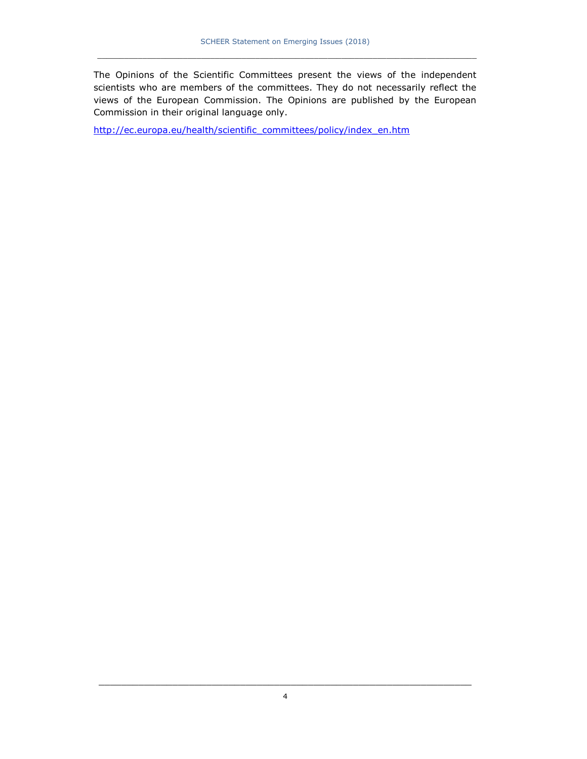The Opinions of the Scientific Committees present the views of the independent scientists who are members of the committees. They do not necessarily reflect the views of the European Commission. The Opinions are published by the European Commission in their original language only.

http://ec.europa.eu/health/scientific_committees/policy/index_en.htm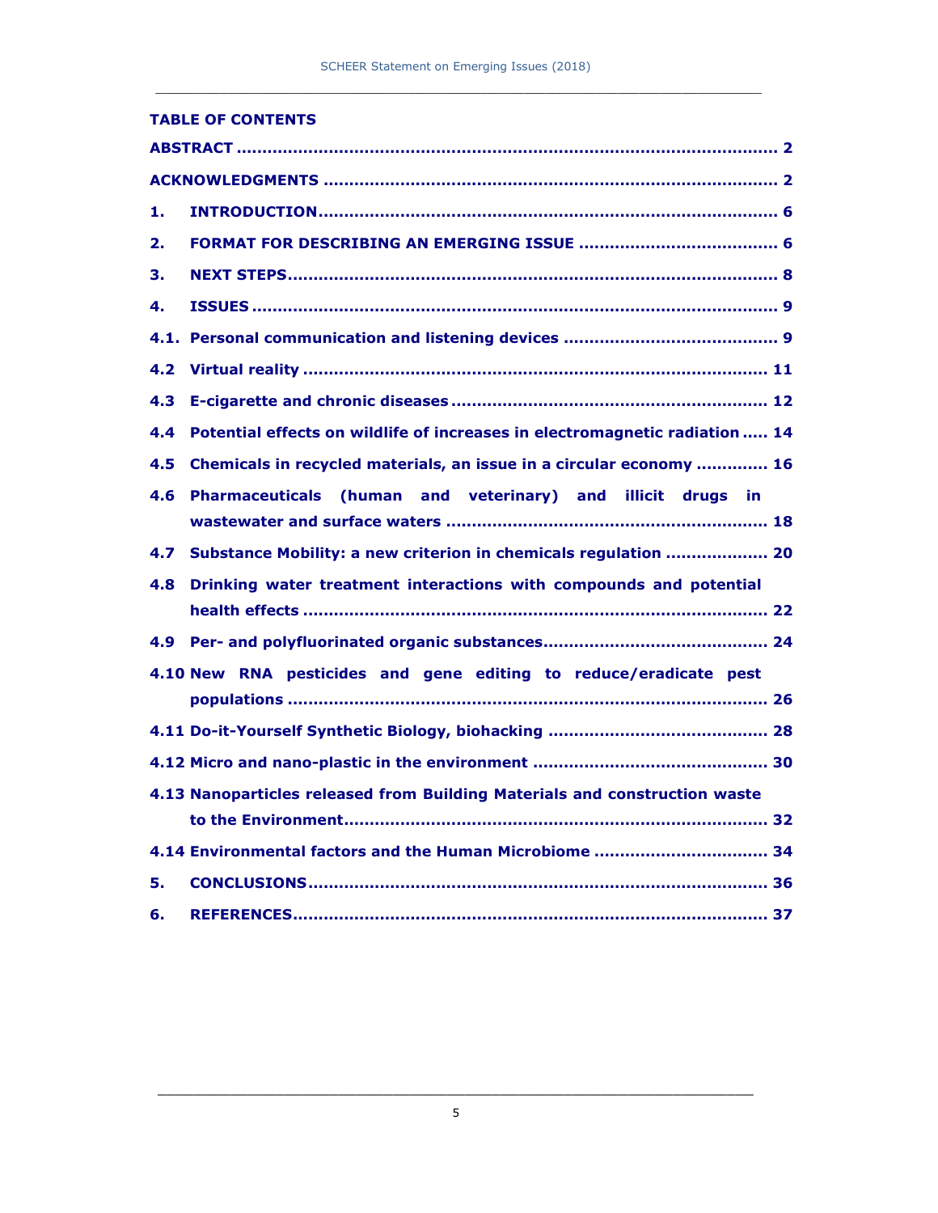## TABLE OF CONTENTS

**ABSTRACT** ........................................................................................... 2

**ACKNOWLEDGMENTS** ............................................................................ 2

**1. INTRODUCTION** ................................................................................ 6

**2. FORMAT FOR DESCRIBING AN EMERGING ISSUE** ................................. 6

**3. NEXT STEPS** ...................................................................................... 8

**4. ISSUES** ............................................................................................ 9

**4.1. Personal communication and listening devices** .................................... 9

**4.2 Virtual reality** ................................................................................... 11

**4.3 E-cigarette and chronic diseases** ......................................................... 12

**4.4 Potential effects on wildlife of increases in electromagnetic radiation** ..... 14

**4.5 Chemicals in recycled materials, an issue in a circular economy** ............. 16

**4.6 Pharmaceuticals (human and veterinary) and illicit drugs in wastewater and surface waters** ........................................................................ 18

**4.7 Substance Mobility: a new criterion in chemicals regulation** .................. 20

**4.8 Drinking water treatment interactions with compounds and potential health effects** ....................................................................................... 22

**4.9 Per- and polyfluorinated organic substances** ........................................ 24

**4.10 New RNA pesticides and gene editing to reduce/eradicate pest populations** ........................................................................................ 26

**4.11 Do-it-Yourself Synthetic Biology, biohacking** ...................................... 28

**4.12 Micro and nano-plastic in the environment** ......................................... 30

**4.13 Nanoparticles released from Building Materials and construction waste to the Environment** ............................................................................. 32

**4.14 Environmental factors and the Human Microbiome** ............................... 34

**5. CONCLUSIONS** ................................................................................... 36

**6. REFERENCES** ...................................................................................... 37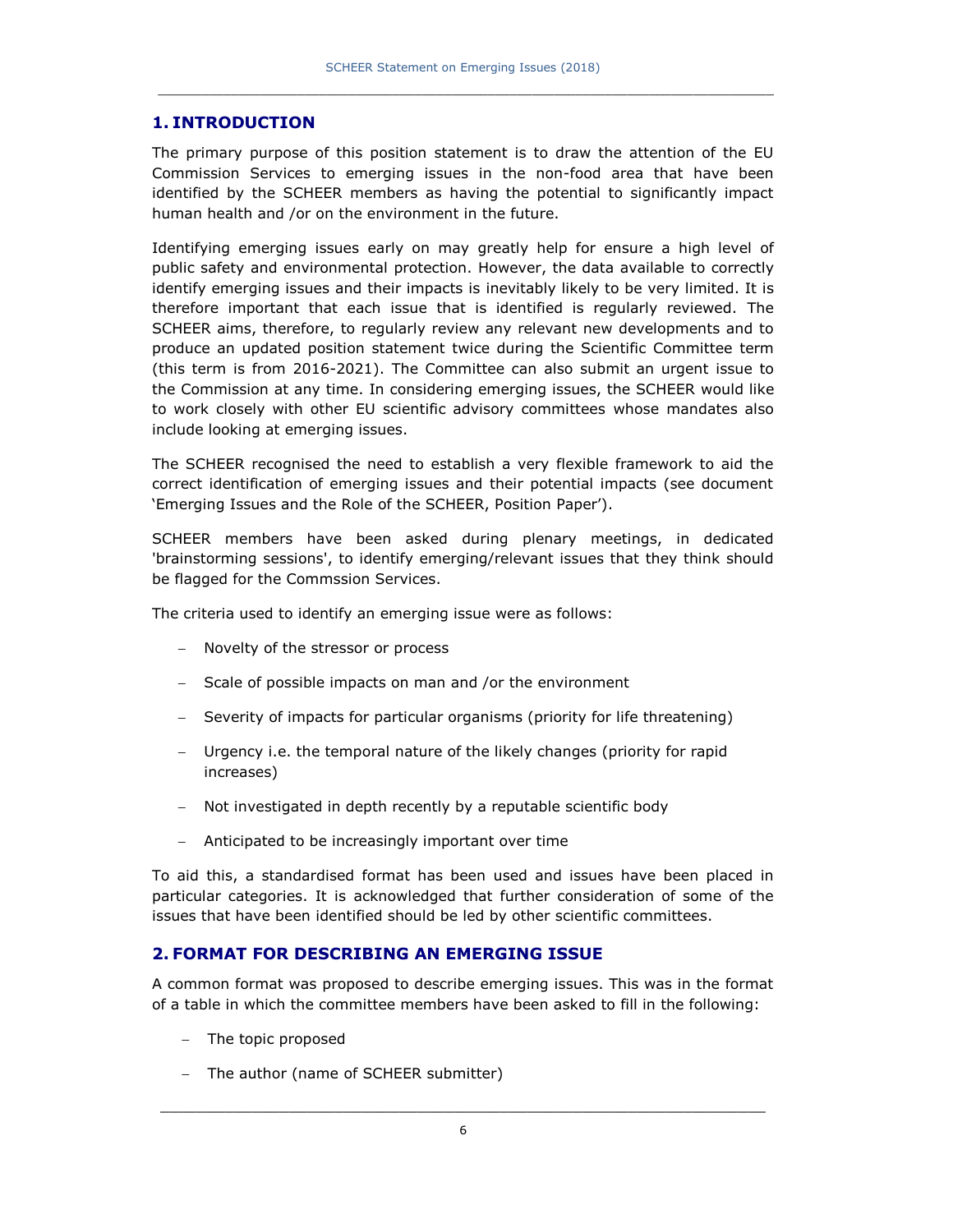## 1. INTRODUCTION

The primary purpose of this position statement is to draw the attention of the EU Commission Services to emerging issues in the non-food area that have been identified by the SCHEER members as having the potential to significantly impact human health and /or on the environment in the future.

Identifying emerging issues early on may greatly help for ensure a high level of public safety and environmental protection. However, the data available to correctly identify emerging issues and their impacts is inevitably likely to be very limited. It is therefore important that each issue that is identified is regularly reviewed. The SCHEER aims, therefore, to regularly review any relevant new developments and to produce an updated position statement twice during the Scientific Committee term (this term is from 2016-2021). The Committee can also submit an urgent issue to the Commission at any time. In considering emerging issues, the SCHEER would like to work closely with other EU scientific advisory committees whose mandates also include looking at emerging issues.

The SCHEER recognised the need to establish a very flexible framework to aid the correct identification of emerging issues and their potential impacts (see document 'Emerging Issues and the Role of the SCHEER, Position Paper').

SCHEER members have been asked during plenary meetings, in dedicated 'brainstorming sessions', to identify emerging/relevant issues that they think should be flagged for the Commssion Services.

The criteria used to identify an emerging issue were as follows:

- Novelty of the stressor or process
- Scale of possible impacts on man and /or the environment
- Severity of impacts for particular organisms (priority for life threatening)
- Urgency i.e. the temporal nature of the likely changes (priority for rapid increases)
- Not investigated in depth recently by a reputable scientific body
- Anticipated to be increasingly important over time

To aid this, a standardised format has been used and issues have been placed in particular categories. It is acknowledged that further consideration of some of the issues that have been identified should be led by other scientific committees.

## 2. FORMAT FOR DESCRIBING AN EMERGING ISSUE

A common format was proposed to describe emerging issues. This was in the format of a table in which the committee members have been asked to fill in the following:

- The topic proposed
- The author (name of SCHEER submitter)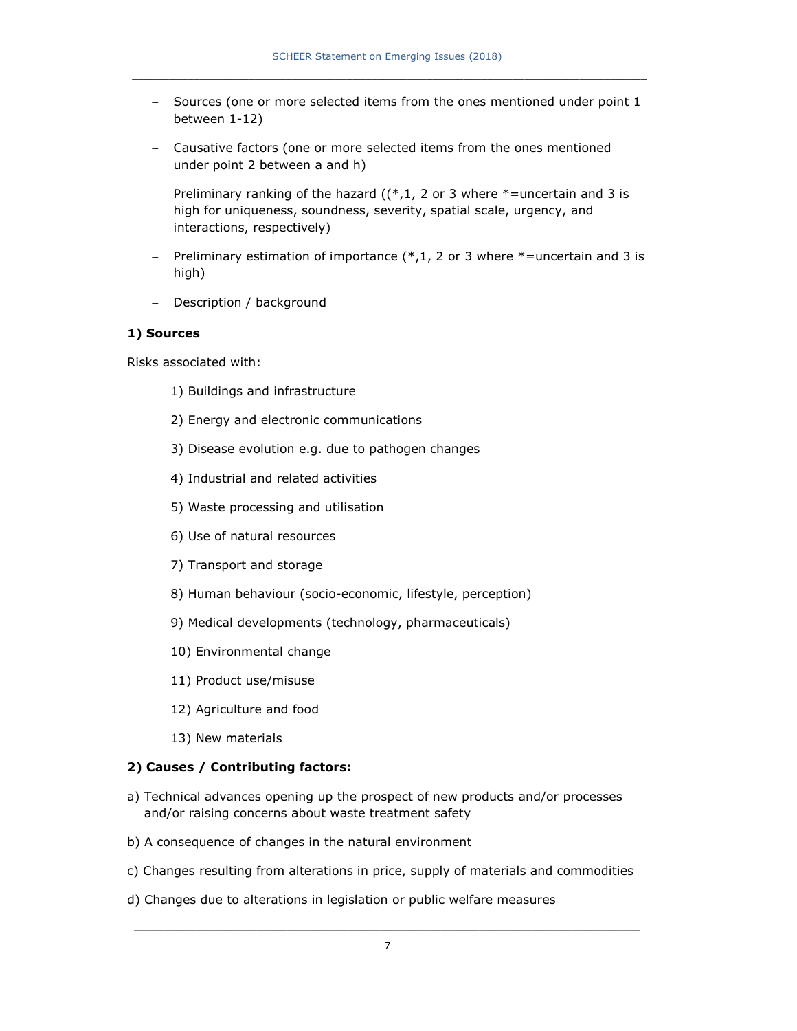- Sources (one or more selected items from the ones mentioned under point 1 between 1-12)
- Causative factors (one or more selected items from the ones mentioned under point 2 between a and h)
- Preliminary ranking of the hazard ((*,1, 2 or 3 where *=uncertain and 3 is high for uniqueness, soundness, severity, spatial scale, urgency, and interactions, respectively)
- Preliminary estimation of importance (*,1, 2 or 3 where *=uncertain and 3 is high)
- Description / background

**1) Sources**

Risks associated with:

1) Buildings and infrastructure
2) Energy and electronic communications
3) Disease evolution e.g. due to pathogen changes
4) Industrial and related activities
5) Waste processing and utilisation
6) Use of natural resources
7) Transport and storage
8) Human behaviour (socio-economic, lifestyle, perception)
9) Medical developments (technology, pharmaceuticals)
10) Environmental change
11) Product use/misuse
12) Agriculture and food
13) New materials

**2) Causes / Contributing factors:**

a) Technical advances opening up the prospect of new products and/or processes and/or raising concerns about waste treatment safety

b) A consequence of changes in the natural environment

c) Changes resulting from alterations in price, supply of materials and commodities

d) Changes due to alterations in legislation or public welfare measures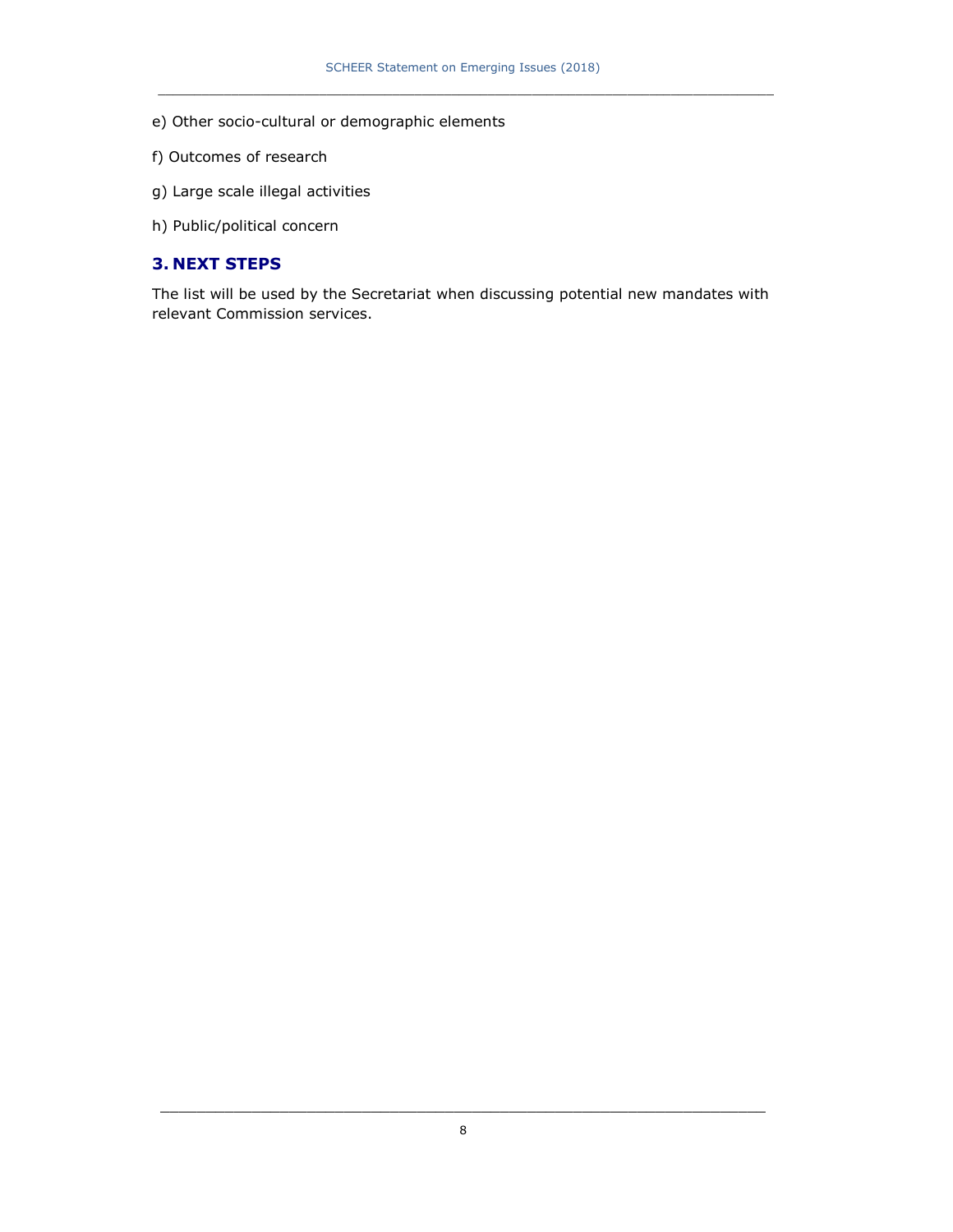e) Other socio-cultural or demographic elements

f) Outcomes of research

g) Large scale illegal activities

h) Public/political concern

## 3. NEXT STEPS

The list will be used by the Secretariat when discussing potential new mandates with relevant Commission services.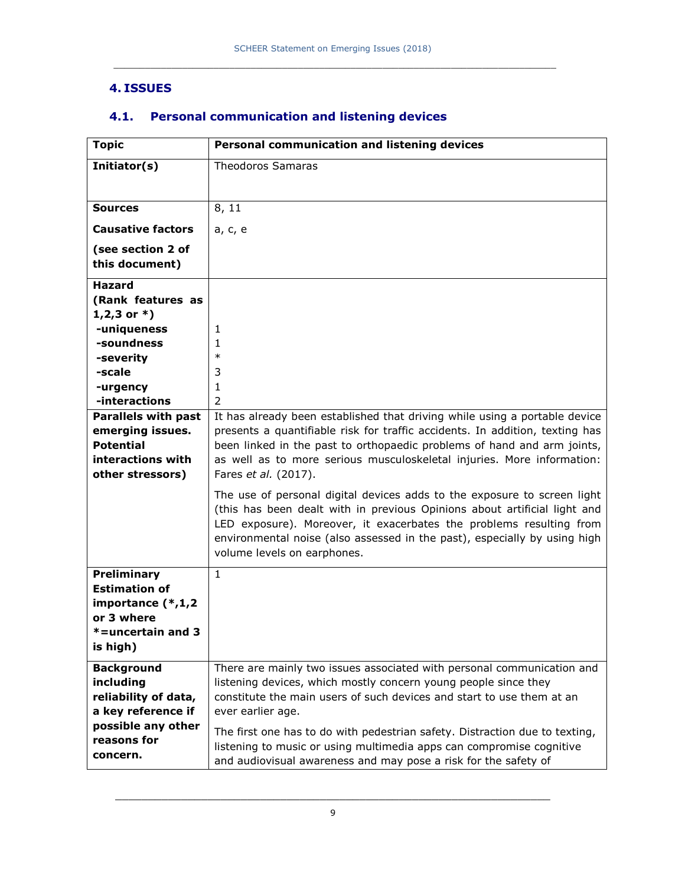# 4. ISSUES

## 4.1. Personal communication and listening devices

| **Topic** | **Personal communication and listening devices** |
|---|---|
| **Initiator(s)** | Theodoros Samaras |
| **Sources** | 8, 11 |
| **Causative factors** **(see section 2 of this document)** | a, c, e |
| **Hazard (Rank features as 1,2,3 or *)** -uniqueness -soundness -severity -scale -urgency -interactions | 1<br>1<br>*<br>3<br>1<br>2 |
| **Parallels with past emerging issues. Potential interactions with other stressors)** | It has already been established that driving while using a portable device presents a quantifiable risk for traffic accidents. In addition, texting has been linked in the past to orthopaedic problems of hand and arm joints, as well as to more serious musculoskeletal injuries. More information: Fares *et al.* (2017).<br><br>The use of personal digital devices adds to the exposure to screen light (this has been dealt with in previous Opinions about artificial light and LED exposure). Moreover, it exacerbates the problems resulting from environmental noise (also assessed in the past), especially by using high volume levels on earphones. |
| **Preliminary Estimation of importance (*,1,2 or 3 where *=uncertain and 3 is high)** | 1 |
| **Background including reliability of data, a key reference if possible any other reasons for concern.** | There are mainly two issues associated with personal communication and listening devices, which mostly concern young people since they constitute the main users of such devices and start to use them at an ever earlier age.<br><br>The first one has to do with pedestrian safety. Distraction due to texting, listening to music or using multimedia apps can compromise cognitive and audiovisual awareness and may pose a risk for the safety of |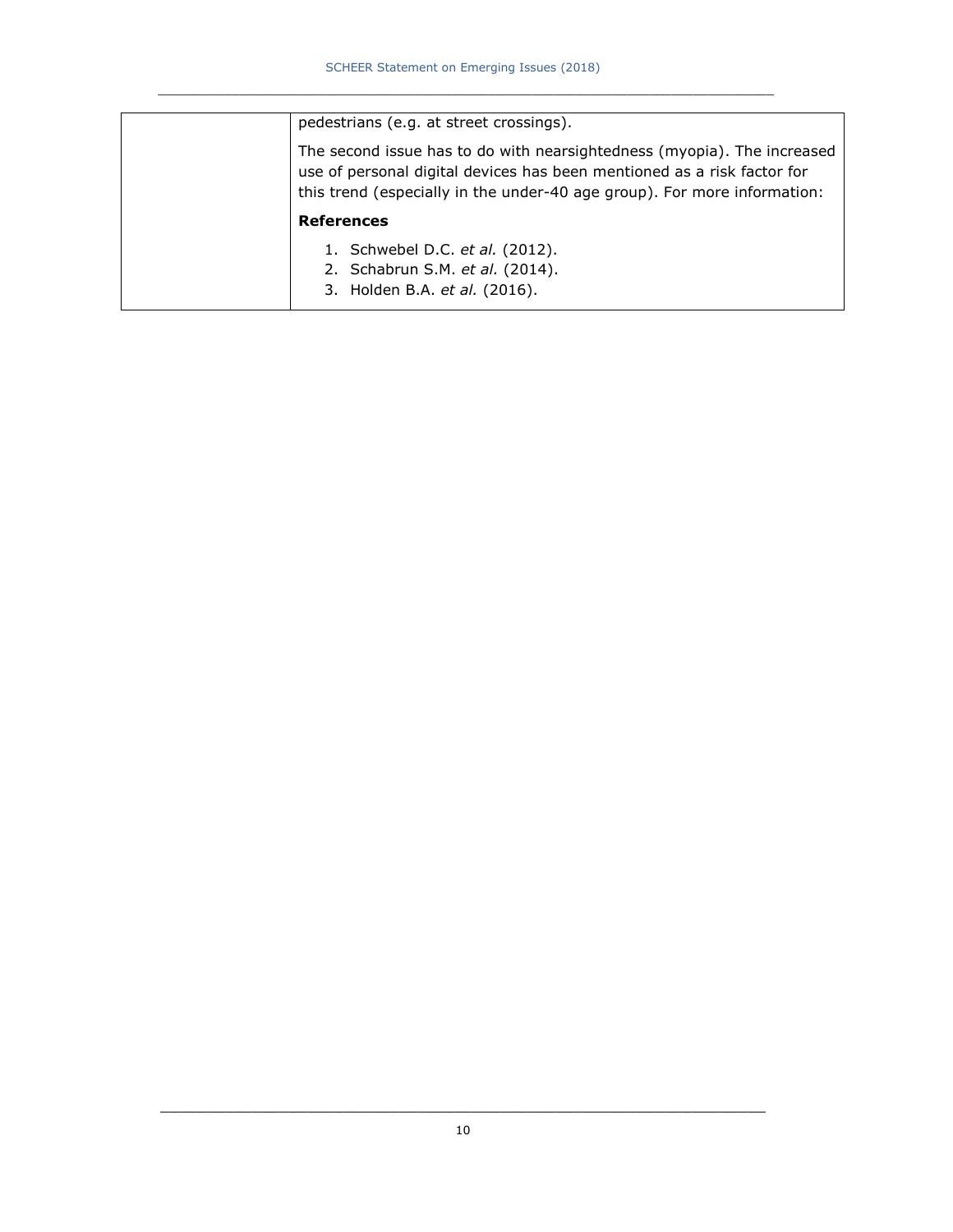| | pedestrians (e.g. at street crossings).<br><br>The second issue has to do with nearsightedness (myopia). The increased use of personal digital devices has been mentioned as a risk factor for this trend (especially in the under-40 age group). For more information:<br><br>**References**<br><br>1. Schwebel D.C. *et al.* (2012).<br>2. Schabrun S.M. *et al.* (2014).<br>3. Holden B.A. *et al.* (2016). |
|---|---|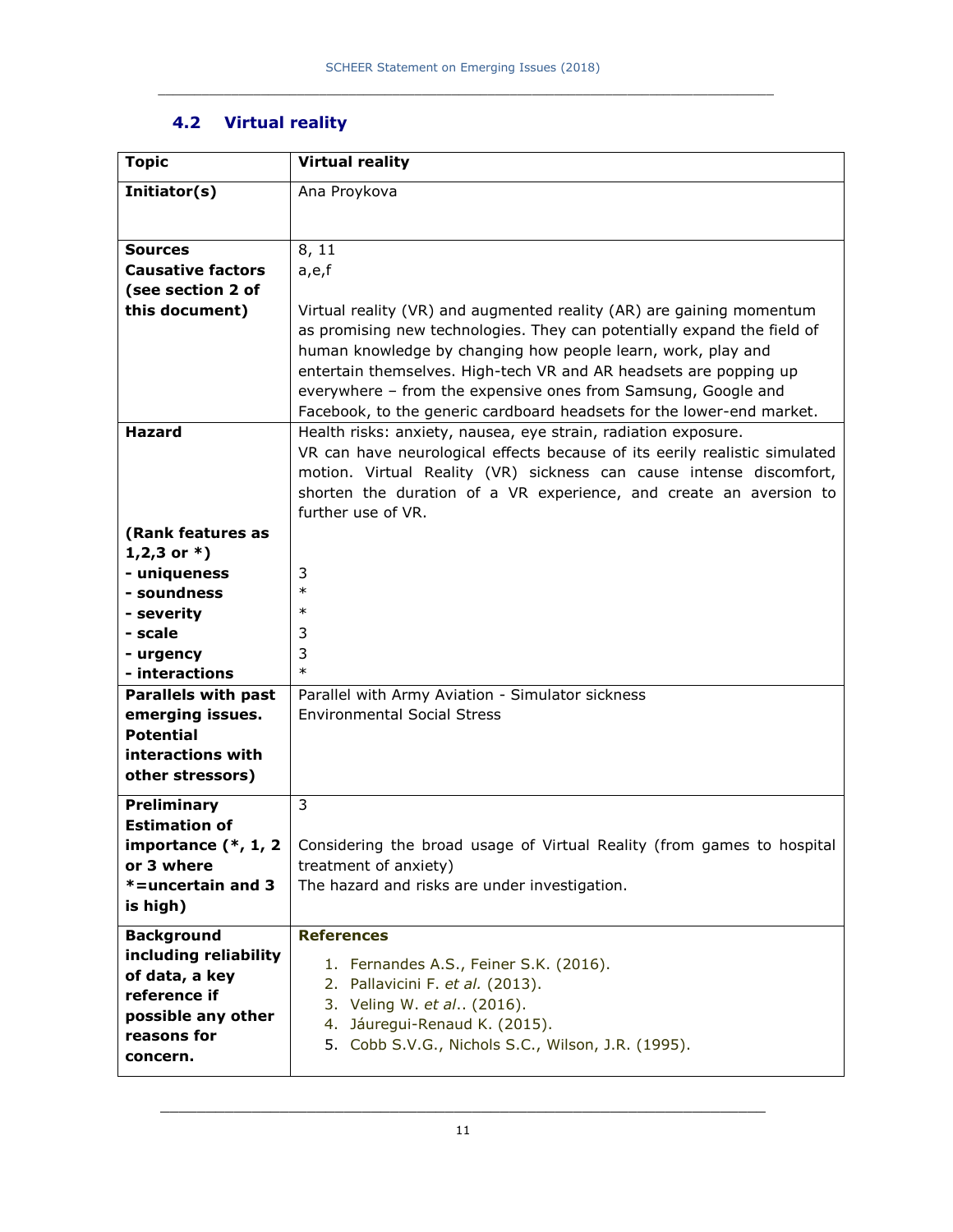### 4.2 Virtual reality

| Topic | Virtual reality |
|---|---|
| **Initiator(s)** | Ana Proykova |
| **Sources**<br>**Causative factors (see section 2 of this document)** | 8, 11<br>a,e,f<br><br>Virtual reality (VR) and augmented reality (AR) are gaining momentum as promising new technologies. They can potentially expand the field of human knowledge by changing how people learn, work, play and entertain themselves. High-tech VR and AR headsets are popping up everywhere – from the expensive ones from Samsung, Google and Facebook, to the generic cardboard headsets for the lower-end market. |
| **Hazard**<br><br>**(Rank features as 1,2,3 or *)**<br>**- uniqueness**<br>**- soundness**<br>**- severity**<br>**- scale**<br>**- urgency**<br>**- interactions** | Health risks: anxiety, nausea, eye strain, radiation exposure.<br>VR can have neurological effects because of its eerily realistic simulated motion. Virtual Reality (VR) sickness can cause intense discomfort, shorten the duration of a VR experience, and create an aversion to further use of VR.<br><br>3<br>*<br>*<br>3<br>3<br>* |
| **Parallels with past emerging issues. Potential interactions with other stressors)** | Parallel with Army Aviation - Simulator sickness<br>Environmental Social Stress |
| **Preliminary Estimation of importance (*, 1, 2 or 3 where *=uncertain and 3 is high)** | 3<br><br>Considering the broad usage of Virtual Reality (from games to hospital treatment of anxiety)<br>The hazard and risks are under investigation. |
| **Background including reliability of data, a key reference if possible any other reasons for concern.** | **References**<br>1. Fernandes A.S., Feiner S.K. (2016).<br>2. Pallavicini F. *et al.* (2013).<br>3. Veling W. *et al.*. (2016).<br>4. Jáuregui-Renaud K. (2015).<br>5. Cobb S.V.G., Nichols S.C., Wilson, J.R. (1995). |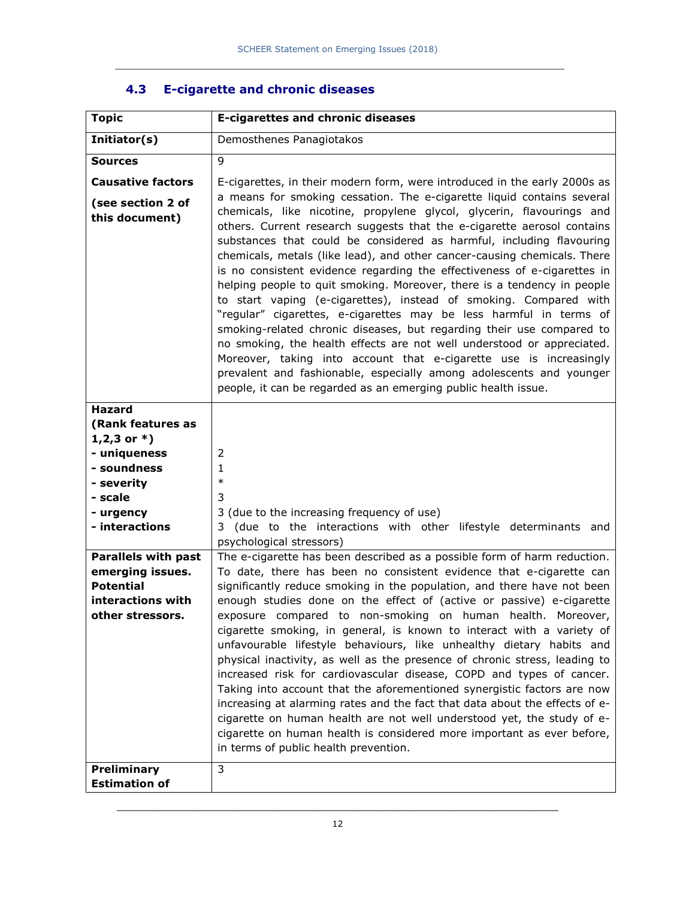## 4.3 E-cigarette and chronic diseases

| **Topic** | **E-cigarettes and chronic diseases** |
|---|---|
| **Initiator(s)** | Demosthenes Panagiotakos |
| **Sources** | 9 |
| **Causative factors (see section 2 of this document)** | E-cigarettes, in their modern form, were introduced in the early 2000s as a means for smoking cessation. The e-cigarette liquid contains several chemicals, like nicotine, propylene glycol, glycerin, flavourings and others. Current research suggests that the e-cigarette aerosol contains substances that could be considered as harmful, including flavouring chemicals, metals (like lead), and other cancer-causing chemicals. There is no consistent evidence regarding the effectiveness of e-cigarettes in helping people to quit smoking. Moreover, there is a tendency in people to start vaping (e-cigarettes), instead of smoking. Compared with "regular" cigarettes, e-cigarettes may be less harmful in terms of smoking-related chronic diseases, but regarding their use compared to no smoking, the health effects are not well understood or appreciated. Moreover, taking into account that e-cigarette use is increasingly prevalent and fashionable, especially among adolescents and younger people, it can be regarded as an emerging public health issue. |
| **Hazard (Rank features as 1,2,3 or *)**<br>**- uniqueness**<br>**- soundness**<br>**- severity**<br>**- scale**<br>**- urgency**<br>**- interactions** | <br><br>2<br>1<br>*<br>3<br>3 (due to the increasing frequency of use)<br>3 (due to the interactions with other lifestyle determinants and psychological stressors) |
| **Parallels with past emerging issues. Potential interactions with other stressors.** | The e-cigarette has been described as a possible form of harm reduction. To date, there has been no consistent evidence that e-cigarette can significantly reduce smoking in the population, and there have not been enough studies done on the effect of (active or passive) e-cigarette exposure compared to non-smoking on human health. Moreover, cigarette smoking, in general, is known to interact with a variety of unfavourable lifestyle behaviours, like unhealthy dietary habits and physical inactivity, as well as the presence of chronic stress, leading to increased risk for cardiovascular disease, COPD and types of cancer. Taking into account that the aforementioned synergistic factors are now increasing at alarming rates and the fact that data about the effects of e-cigarette on human health are not well understood yet, the study of e-cigarette on human health is considered more important as ever before, in terms of public health prevention. |
| **Preliminary Estimation of** | 3 |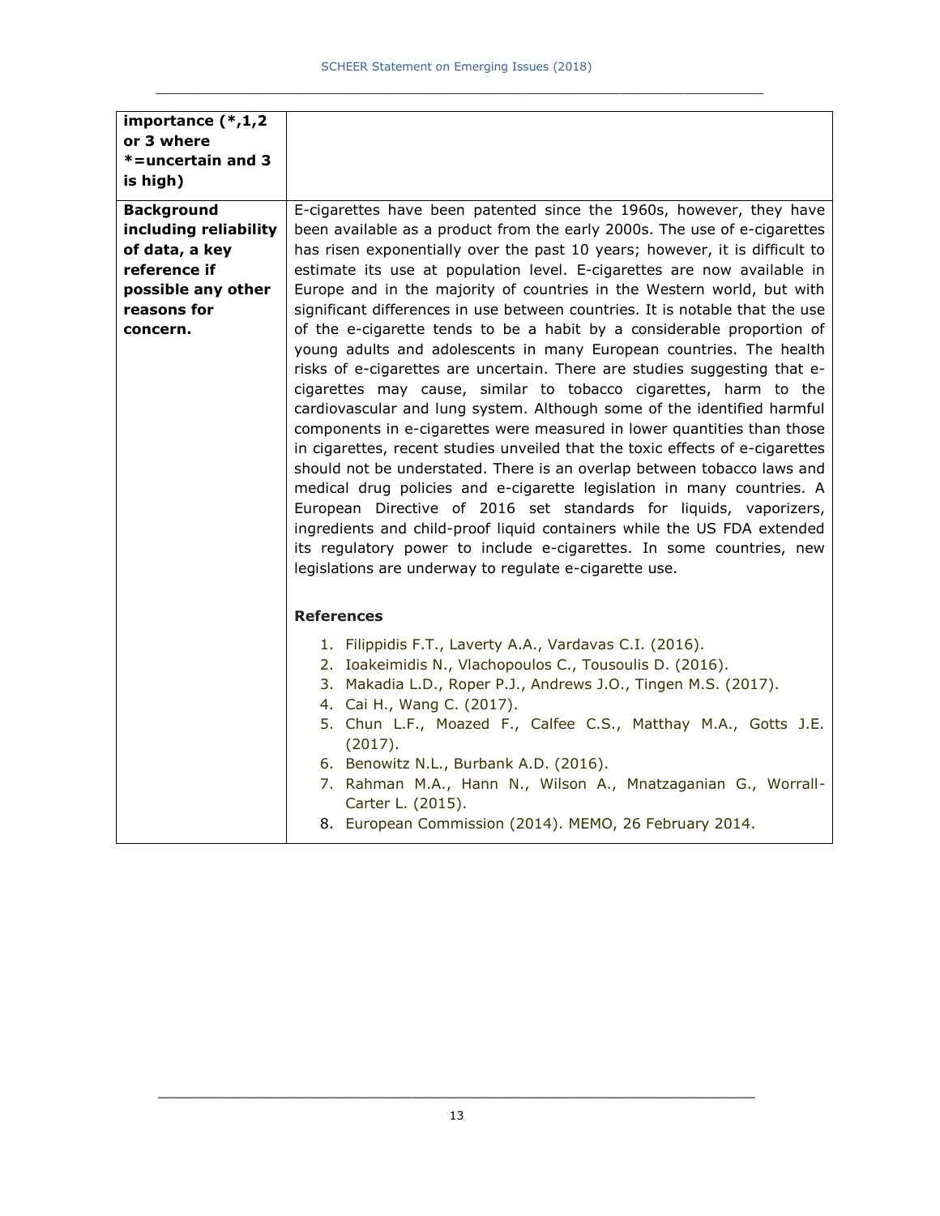| | |
|---|---|
| **importance (*,1,2 or 3 where *=uncertain and 3 is high)** | |
| **Background including reliability of data, a key reference if possible any other reasons for concern.** | E-cigarettes have been patented since the 1960s, however, they have been available as a product from the early 2000s. The use of e-cigarettes has risen exponentially over the past 10 years; however, it is difficult to estimate its use at population level. E-cigarettes are now available in Europe and in the majority of countries in the Western world, but with significant differences in use between countries. It is notable that the use of the e-cigarette tends to be a habit by a considerable proportion of young adults and adolescents in many European countries. The health risks of e-cigarettes are uncertain. There are studies suggesting that e-cigarettes may cause, similar to tobacco cigarettes, harm to the cardiovascular and lung system. Although some of the identified harmful components in e-cigarettes were measured in lower quantities than those in cigarettes, recent studies unveiled that the toxic effects of e-cigarettes should not be understated. There is an overlap between tobacco laws and medical drug policies and e-cigarette legislation in many countries. A European Directive of 2016 set standards for liquids, vaporizers, ingredients and child-proof liquid containers while the US FDA extended its regulatory power to include e-cigarettes. In some countries, new legislations are underway to regulate e-cigarette use.<br><br>**References**<br><br>1. Filippidis F.T., Laverty A.A., Vardavas C.I. (2016).<br>2. Ioakeimidis N., Vlachopoulos C., Tousoulis D. (2016).<br>3. Makadia L.D., Roper P.J., Andrews J.O., Tingen M.S. (2017).<br>4. Cai H., Wang C. (2017).<br>5. Chun L.F., Moazed F., Calfee C.S., Matthay M.A., Gotts J.E. (2017).<br>6. Benowitz N.L., Burbank A.D. (2016).<br>7. Rahman M.A., Hann N., Wilson A., Mnatzaganian G., Worrall-Carter L. (2015).<br>8. European Commission (2014). MEMO, 26 February 2014. |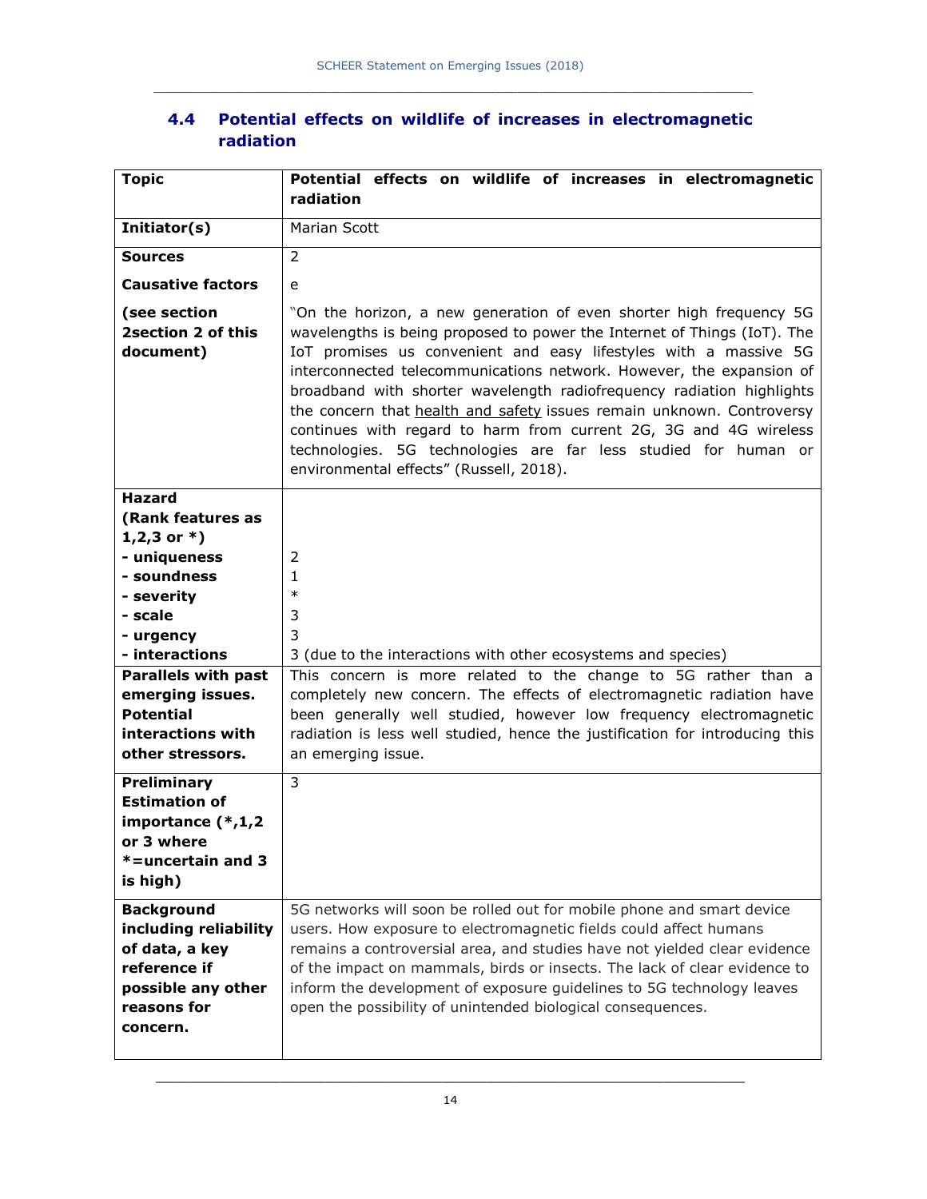### 4.4 Potential effects on wildlife of increases in electromagnetic radiation

| Topic | Potential effects on wildlife of increases in electromagnetic radiation |
|---|---|
| **Initiator(s)** | Marian Scott |
| **Sources** | 2 |
| **Causative factors** | e |
| **(see section 2section 2 of this document)** | "On the horizon, a new generation of even shorter high frequency 5G wavelengths is being proposed to power the Internet of Things (IoT). The IoT promises us convenient and easy lifestyles with a massive 5G interconnected telecommunications network. However, the expansion of broadband with shorter wavelength radiofrequency radiation highlights the concern that health and safety issues remain unknown. Controversy continues with regard to harm from current 2G, 3G and 4G wireless technologies. 5G technologies are far less studied for human or environmental effects" (Russell, 2018). |
| **Hazard (Rank features as 1,2,3 or *)**<br>**- uniqueness**<br>**- soundness**<br>**- severity**<br>**- scale**<br>**- urgency**<br>**- interactions** | <br><br>2<br>1<br>*<br>3<br>3<br>3 (due to the interactions with other ecosystems and species) |
| **Parallels with past emerging issues. Potential interactions with other stressors.** | This concern is more related to the change to 5G rather than a completely new concern. The effects of electromagnetic radiation have been generally well studied, however low frequency electromagnetic radiation is less well studied, hence the justification for introducing this an emerging issue. |
| **Preliminary Estimation of importance (*,1,2 or 3 where *=uncertain and 3 is high)** | 3 |
| **Background including reliability of data, a key reference if possible any other reasons for concern.** | 5G networks will soon be rolled out for mobile phone and smart device users. How exposure to electromagnetic fields could affect humans remains a controversial area, and studies have not yielded clear evidence of the impact on mammals, birds or insects. The lack of clear evidence to inform the development of exposure guidelines to 5G technology leaves open the possibility of unintended biological consequences. |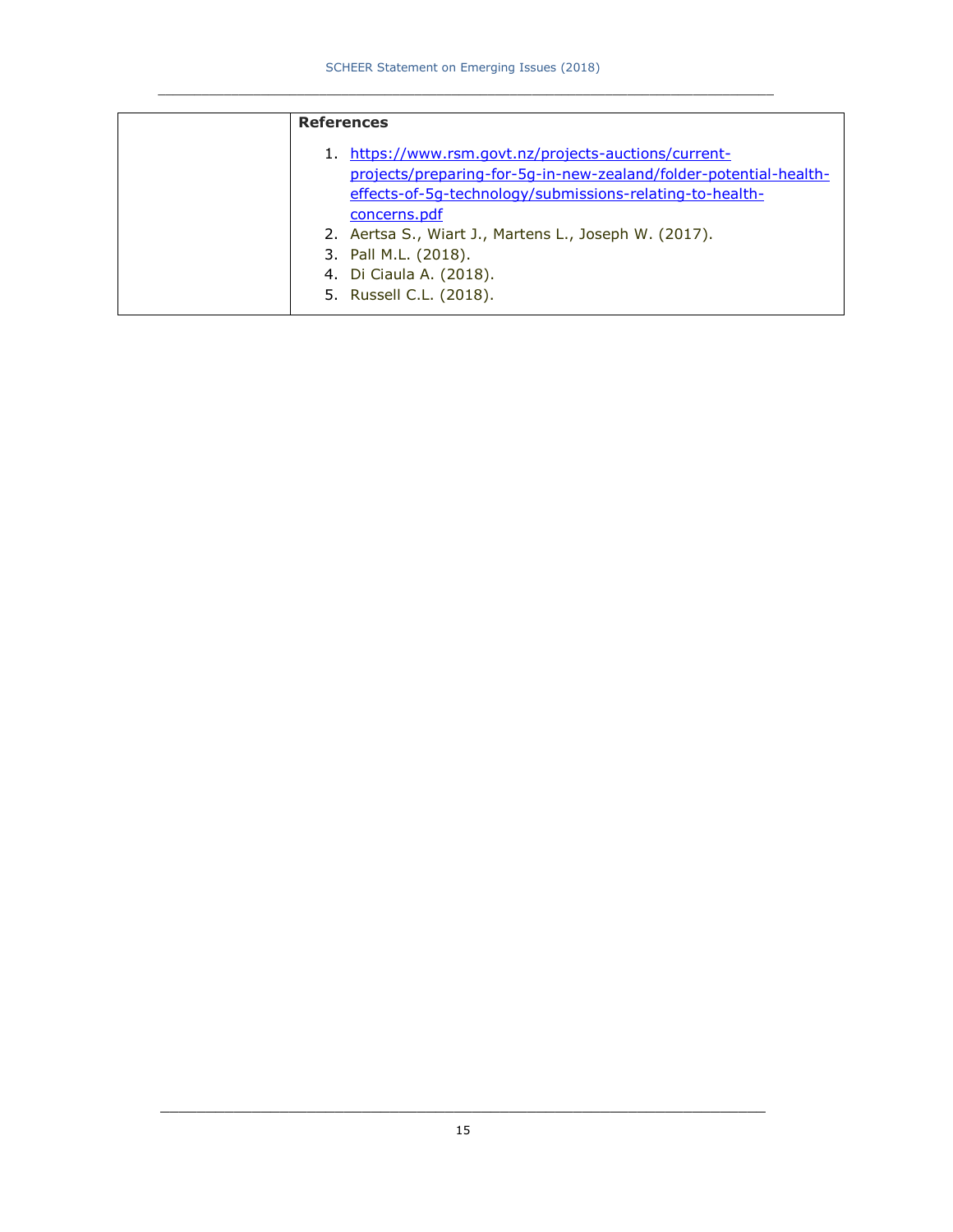| | **References**<br><br>1. https://www.rsm.govt.nz/projects-auctions/current-projects/preparing-for-5g-in-new-zealand/folder-potential-health-effects-of-5g-technology/submissions-relating-to-health-concerns.pdf<br>2. Aertsa S., Wiart J., Martens L., Joseph W. (2017).<br>3. Pall M.L. (2018).<br>4. Di Ciaula A. (2018).<br>5. Russell C.L. (2018). |
|---|---|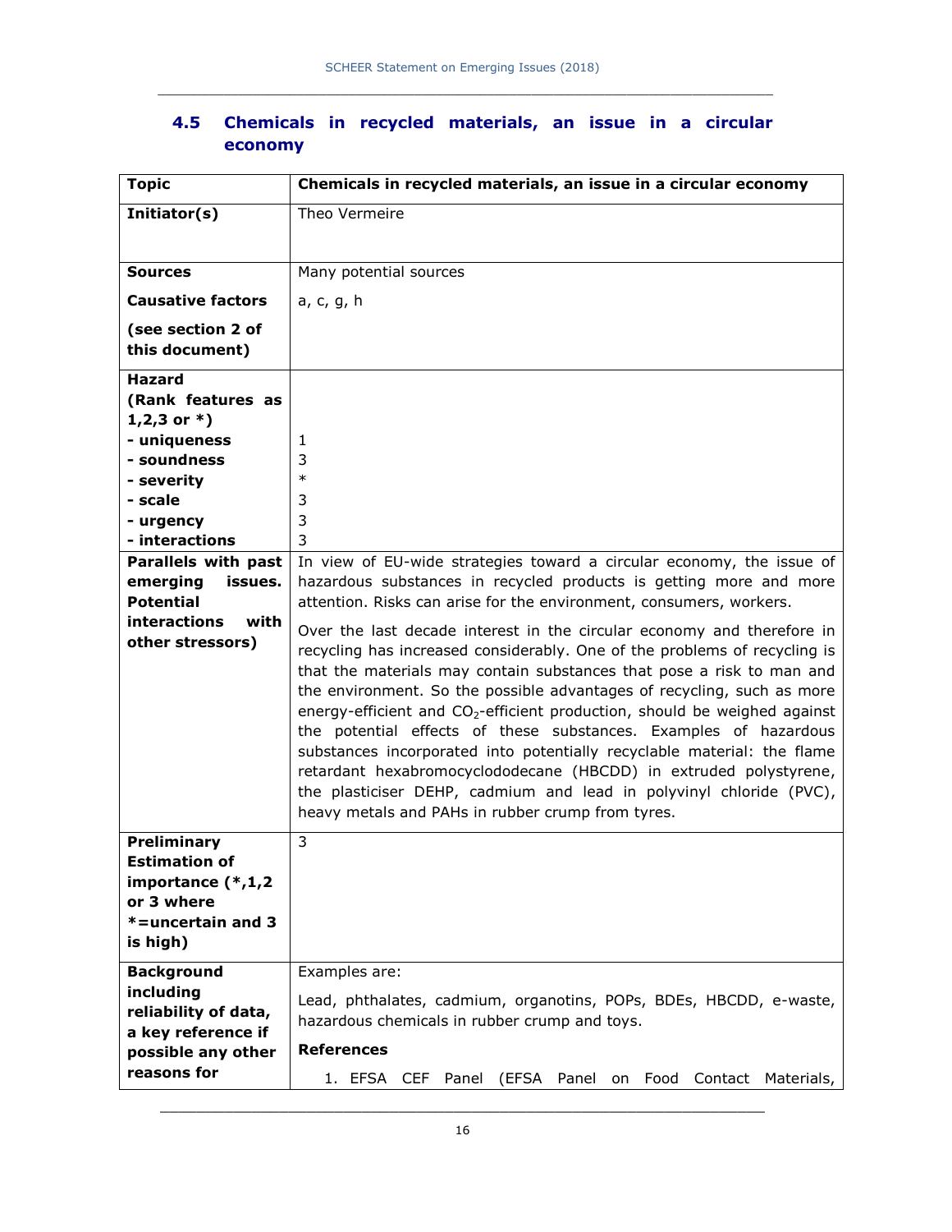## 4.5 Chemicals in recycled materials, an issue in a circular economy

| **Topic** | **Chemicals in recycled materials, an issue in a circular economy** |
|---|---|
| **Initiator(s)** | Theo Vermeire |
| **Sources** | Many potential sources |
| **Causative factors** **(see section 2 of this document)** | a, c, g, h |
| **Hazard (Rank features as 1,2,3 or *)** **- uniqueness** **- soundness** **- severity** **- scale** **- urgency** **- interactions** | 1<br>3<br>*<br>3<br>3<br>3 |
| **Parallels with past emerging issues. Potential interactions with other stressors)** | In view of EU-wide strategies toward a circular economy, the issue of hazardous substances in recycled products is getting more and more attention. Risks can arise for the environment, consumers, workers.<br><br>Over the last decade interest in the circular economy and therefore in recycling has increased considerably. One of the problems of recycling is that the materials may contain substances that pose a risk to man and the environment. So the possible advantages of recycling, such as more energy-efficient and $CO_2$-efficient production, should be weighed against the potential effects of these substances. Examples of hazardous substances incorporated into potentially recyclable material: the flame retardant hexabromocyclododecane (HBCDD) in extruded polystyrene, the plasticiser DEHP, cadmium and lead in polyvinyl chloride (PVC), heavy metals and PAHs in rubber crump from tyres. |
| **Preliminary Estimation of importance (*,1,2 or 3 where *=uncertain and 3 is high)** | 3 |
| **Background including reliability of data, a key reference if possible any other reasons for** | Examples are:<br><br>Lead, phthalates, cadmium, organotins, POPs, BDEs, HBCDD, e-waste, hazardous chemicals in rubber crump and toys.<br><br>**References**<br><br>1. EFSA CEF Panel (EFSA Panel on Food Contact Materials, |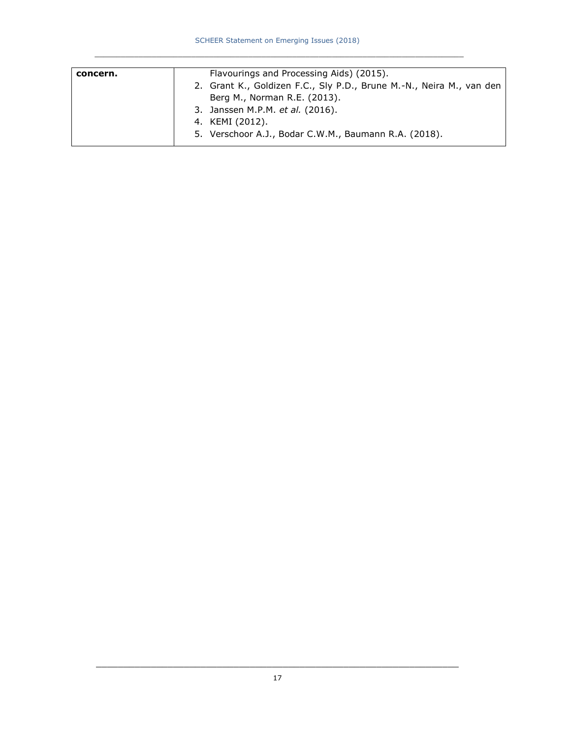| concern. | Flavourings and Processing Aids) (2015).<br>2. Grant K., Goldizen F.C., Sly P.D., Brune M.-N., Neira M., van den Berg M., Norman R.E. (2013).<br>3. Janssen M.P.M. *et al.* (2016).<br>4. KEMI (2012).<br>5. Verschoor A.J., Bodar C.W.M., Baumann R.A. (2018). |
| --- | --- |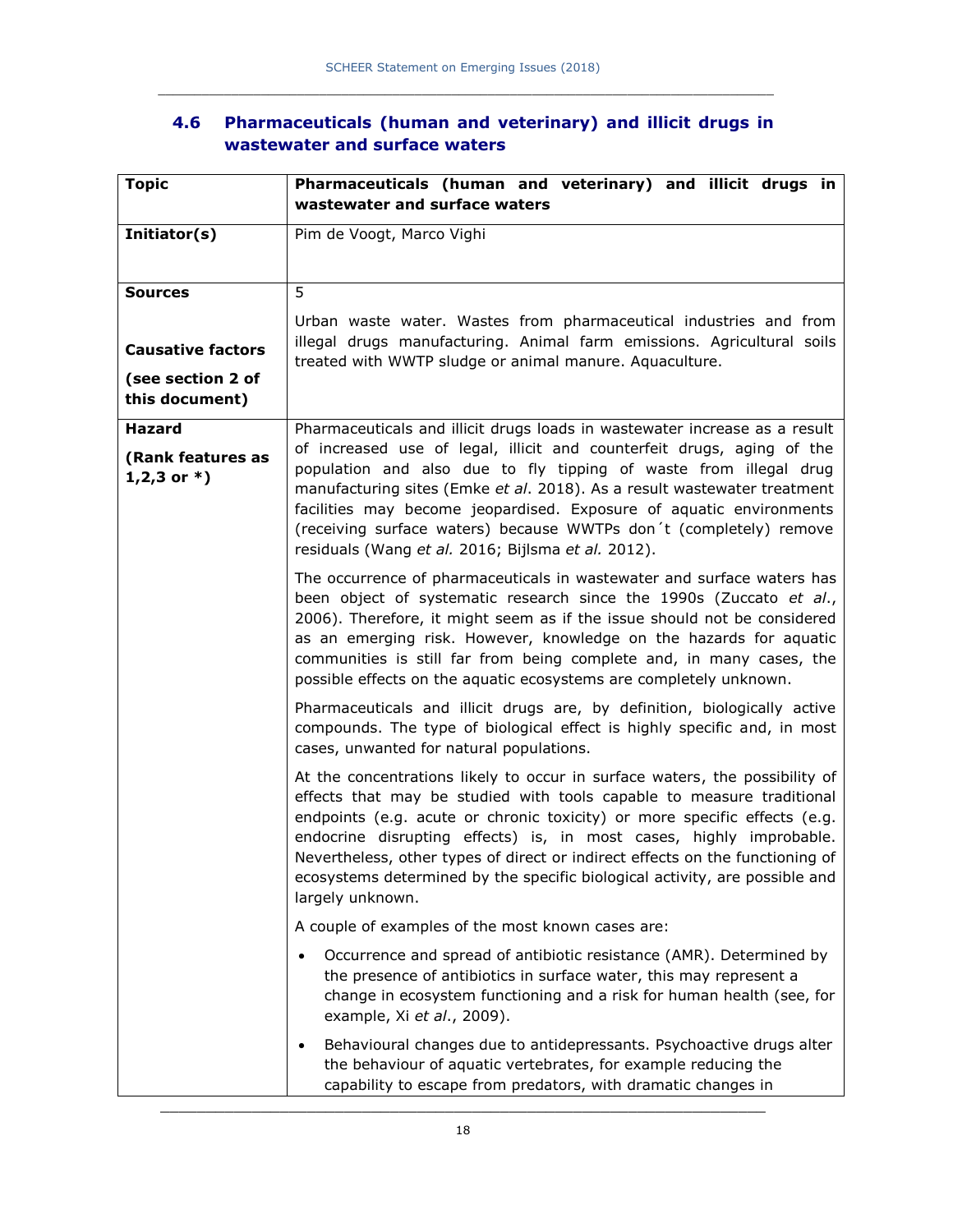### 4.6 Pharmaceuticals (human and veterinary) and illicit drugs in wastewater and surface waters

| **Topic** | **Pharmaceuticals (human and veterinary) and illicit drugs in wastewater and surface waters** |
|---|---|
| **Initiator(s)** | Pim de Voogt, Marco Vighi |
| **Sources**<br><br>**Causative factors**<br>**(see section 2 of this document)** | 5<br><br>Urban waste water. Wastes from pharmaceutical industries and from illegal drugs manufacturing. Animal farm emissions. Agricultural soils treated with WWTP sludge or animal manure. Aquaculture. |
| **Hazard**<br>**(Rank features as 1,2,3 or *)** | Pharmaceuticals and illicit drugs loads in wastewater increase as a result of increased use of legal, illicit and counterfeit drugs, aging of the population and also due to fly tipping of waste from illegal drug manufacturing sites (Emke *et al*. 2018). As a result wastewater treatment facilities may become jeopardised. Exposure of aquatic environments (receiving surface waters) because WWTPs don´t (completely) remove residuals (Wang *et al.* 2016; Bijlsma *et al.* 2012).<br><br>The occurrence of pharmaceuticals in wastewater and surface waters has been object of systematic research since the 1990s (Zuccato *et al*., 2006). Therefore, it might seem as if the issue should not be considered as an emerging risk. However, knowledge on the hazards for aquatic communities is still far from being complete and, in many cases, the possible effects on the aquatic ecosystems are completely unknown.<br><br>Pharmaceuticals and illicit drugs are, by definition, biologically active compounds. The type of biological effect is highly specific and, in most cases, unwanted for natural populations.<br><br>At the concentrations likely to occur in surface waters, the possibility of effects that may be studied with tools capable to measure traditional endpoints (e.g. acute or chronic toxicity) or more specific effects (e.g. endocrine disrupting effects) is, in most cases, highly improbable. Nevertheless, other types of direct or indirect effects on the functioning of ecosystems determined by the specific biological activity, are possible and largely unknown.<br><br>A couple of examples of the most known cases are:<br><br>• Occurrence and spread of antibiotic resistance (AMR). Determined by the presence of antibiotics in surface water, this may represent a change in ecosystem functioning and a risk for human health (see, for example, Xi *et al*., 2009).<br><br>• Behavioural changes due to antidepressants. Psychoactive drugs alter the behaviour of aquatic vertebrates, for example reducing the capability to escape from predators, with dramatic changes in |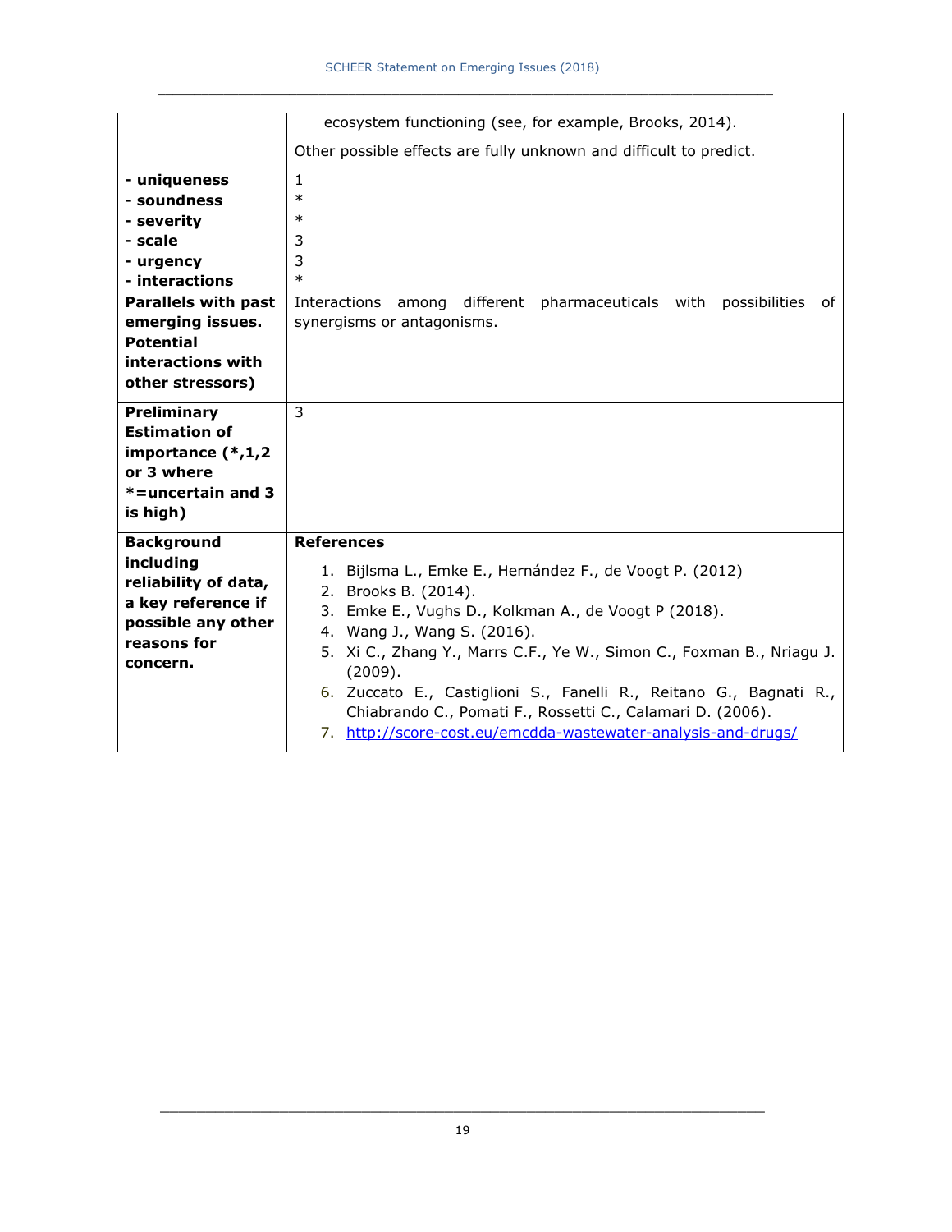|  |  |
|---|---|
|  | ecosystem functioning (see, for example, Brooks, 2014).<br><br>Other possible effects are fully unknown and difficult to predict. |
| **- uniqueness**<br>**- soundness**<br>**- severity**<br>**- scale**<br>**- urgency**<br>**- interactions** | 1<br>*<br>*<br>3<br>3<br>* |
| **Parallels with past emerging issues. Potential interactions with other stressors)** | Interactions among different pharmaceuticals with possibilities of synergisms or antagonisms. |
| **Preliminary Estimation of importance (*,1,2 or 3 where *=uncertain and 3 is high)** | 3 |
| **Background including reliability of data, a key reference if possible any other reasons for concern.** | **References**<br><br>1. Bijlsma L., Emke E., Hernández F., de Voogt P. (2012)<br>2. Brooks B. (2014).<br>3. Emke E., Vughs D., Kolkman A., de Voogt P (2018).<br>4. Wang J., Wang S. (2016).<br>5. Xi C., Zhang Y., Marrs C.F., Ye W., Simon C., Foxman B., Nriagu J. (2009).<br>6. Zuccato E., Castiglioni S., Fanelli R., Reitano G., Bagnati R., Chiabrando C., Pomati F., Rossetti C., Calamari D. (2006).<br>7. http://score-cost.eu/emcdda-wastewater-analysis-and-drugs/ |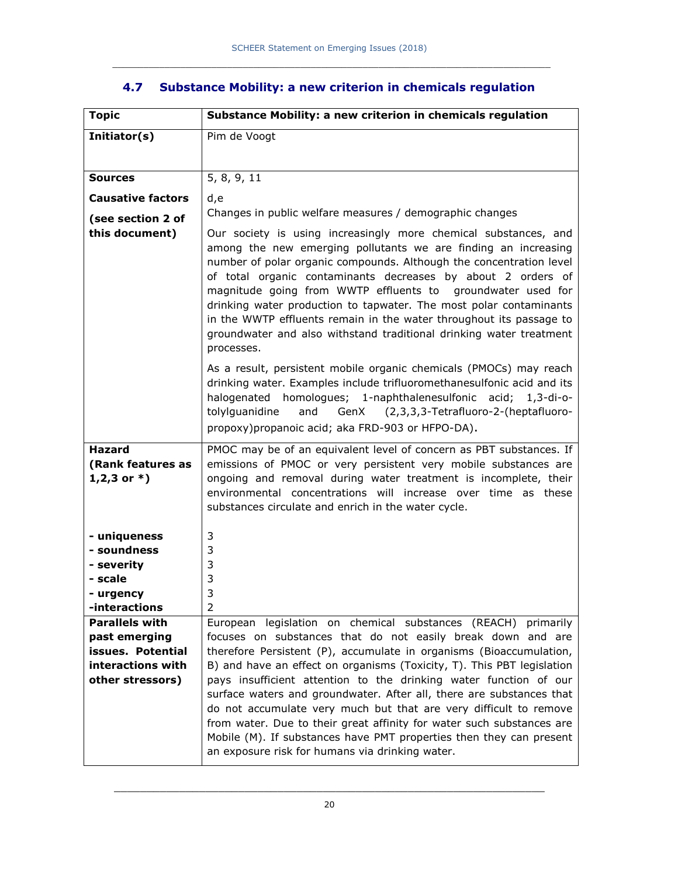### 4.7 Substance Mobility: a new criterion in chemicals regulation

| **Topic** | **Substance Mobility: a new criterion in chemicals regulation** |
|---|---|
| **Initiator(s)** | Pim de Voogt |
| **Sources** | 5, 8, 9, 11 |
| **Causative factors (see section 2 of this document)** | d,e<br>Changes in public welfare measures / demographic changes<br><br>Our society is using increasingly more chemical substances, and among the new emerging pollutants we are finding an increasing number of polar organic compounds. Although the concentration level of total organic contaminants decreases by about 2 orders of magnitude going from WWTP effluents to groundwater used for drinking water production to tapwater. The most polar contaminants in the WWTP effluents remain in the water throughout its passage to groundwater and also withstand traditional drinking water treatment processes.<br><br>As a result, persistent mobile organic chemicals (PMOCs) may reach drinking water. Examples include trifluoromethanesulfonic acid and its halogenated homologues; 1-naphthalenesulfonic acid; 1,3-di-o-tolylguanidine and GenX (2,3,3,3-Tetrafluoro-2-(heptafluoro-propoxy)propanoic acid; aka FRD-903 or HFPO-DA). |
| **Hazard (Rank features as 1,2,3 or *)** | PMOC may be of an equivalent level of concern as PBT substances. If emissions of PMOC or very persistent very mobile substances are ongoing and removal during water treatment is incomplete, their environmental concentrations will increase over time as these substances circulate and enrich in the water cycle. |
| **- uniqueness** | 3 |
| **- soundness** | 3 |
| **- severity** | 3 |
| **- scale** | 3 |
| **- urgency** | 3 |
| **-interactions** | 2 |
| **Parallels with past emerging issues. Potential interactions with other stressors)** | European legislation on chemical substances (REACH) primarily focuses on substances that do not easily break down and are therefore Persistent (P), accumulate in organisms (Bioaccumulation, B) and have an effect on organisms (Toxicity, T). This PBT legislation pays insufficient attention to the drinking water function of our surface waters and groundwater. After all, there are substances that do not accumulate very much but that are very difficult to remove from water. Due to their great affinity for water such substances are Mobile (M). If substances have PMT properties then they can present an exposure risk for humans via drinking water. |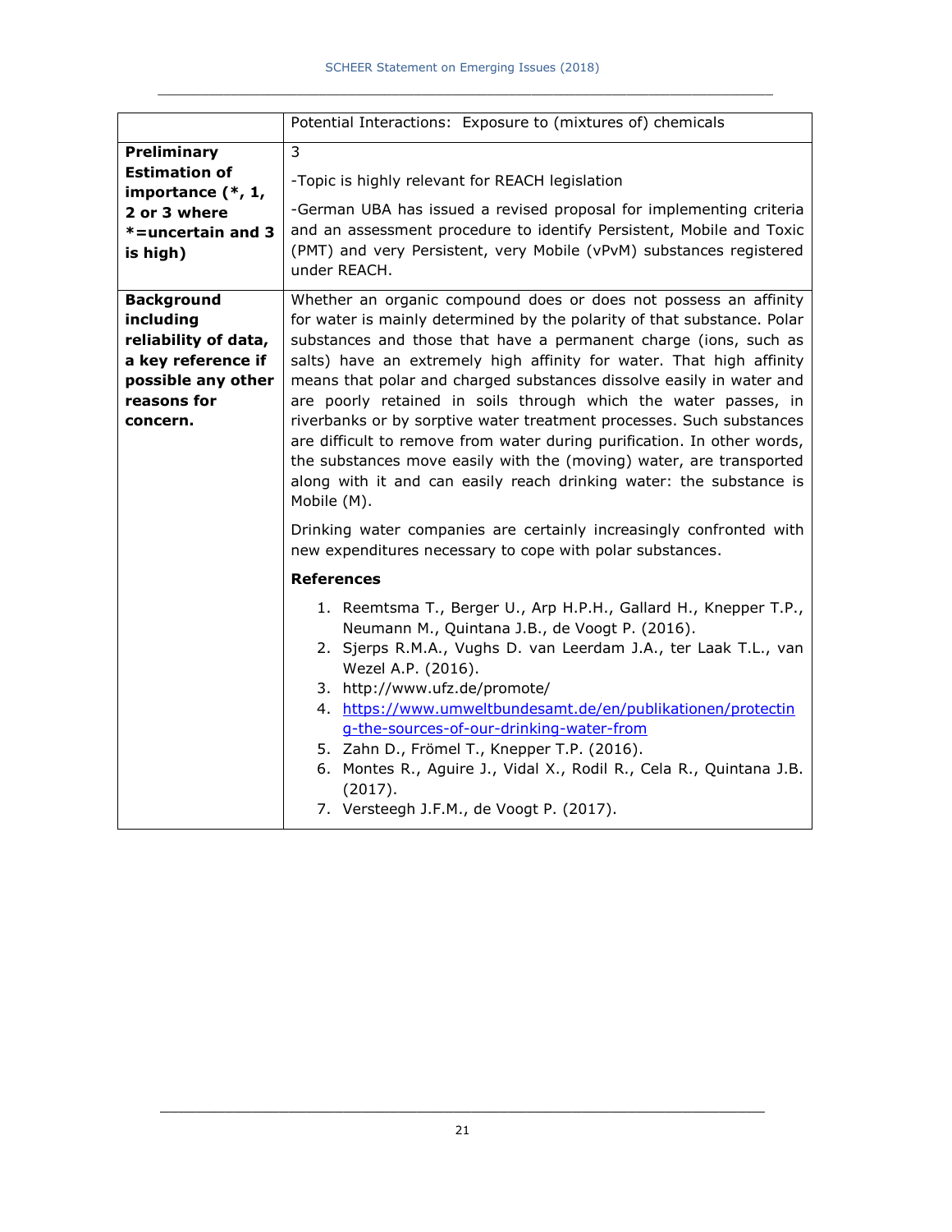| | Potential Interactions: Exposure to (mixtures of) chemicals |
|---|---|
| **Preliminary Estimation of importance (*, 1, 2 or 3 where *=uncertain and 3 is high)** | 3<br><br>-Topic is highly relevant for REACH legislation<br><br>-German UBA has issued a revised proposal for implementing criteria and an assessment procedure to identify Persistent, Mobile and Toxic (PMT) and very Persistent, very Mobile (vPvM) substances registered under REACH. |
| **Background including reliability of data, a key reference if possible any other reasons for concern.** | Whether an organic compound does or does not possess an affinity for water is mainly determined by the polarity of that substance. Polar substances and those that have a permanent charge (ions, such as salts) have an extremely high affinity for water. That high affinity means that polar and charged substances dissolve easily in water and are poorly retained in soils through which the water passes, in riverbanks or by sorptive water treatment processes. Such substances are difficult to remove from water during purification. In other words, the substances move easily with the (moving) water, are transported along with it and can easily reach drinking water: the substance is Mobile (M).<br><br>Drinking water companies are certainly increasingly confronted with new expenditures necessary to cope with polar substances.<br><br>**References**<br><br>1. Reemtsma T., Berger U., Arp H.P.H., Gallard H., Knepper T.P., Neumann M., Quintana J.B., de Voogt P. (2016).<br>2. Sjerps R.M.A., Vughs D. van Leerdam J.A., ter Laak T.L., van Wezel A.P. (2016).<br>3. http://www.ufz.de/promote/<br>4. https://www.umweltbundesamt.de/en/publikationen/protecting-the-sources-of-our-drinking-water-from<br>5. Zahn D., Frömel T., Knepper T.P. (2016).<br>6. Montes R., Aguire J., Vidal X., Rodil R., Cela R., Quintana J.B. (2017).<br>7. Versteegh J.F.M., de Voogt P. (2017). |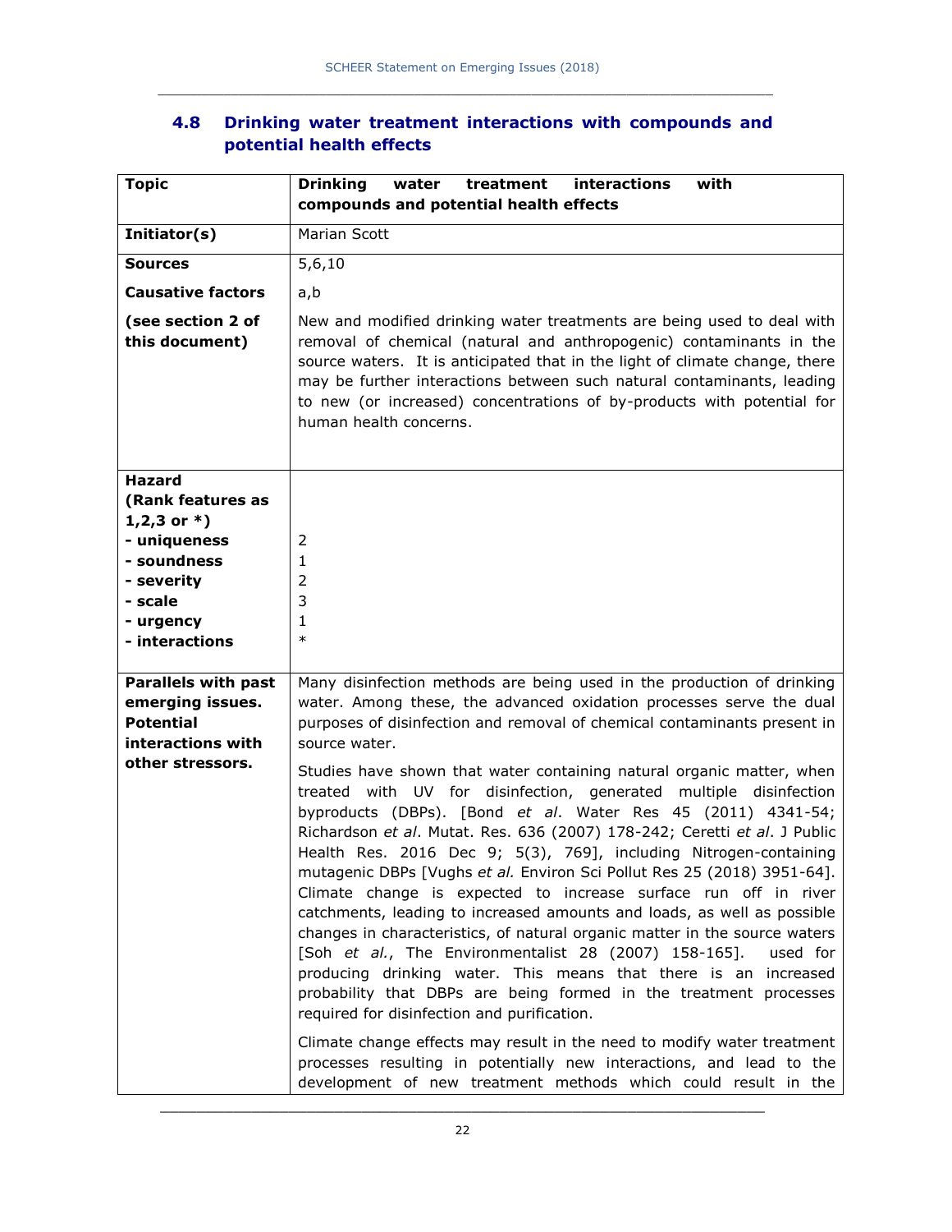### 4.8 Drinking water treatment interactions with compounds and potential health effects

| **Topic** | **Drinking water treatment interactions with compounds and potential health effects** |
|---|---|
| **Initiator(s)** | Marian Scott |
| **Sources** | 5,6,10 |
| **Causative factors** | a,b |
| **(see section 2 of this document)** | New and modified drinking water treatments are being used to deal with removal of chemical (natural and anthropogenic) contaminants in the source waters. It is anticipated that in the light of climate change, there may be further interactions between such natural contaminants, leading to new (or increased) concentrations of by-products with potential for human health concerns. |
| **Hazard (Rank features as 1,2,3 or *)**<br>**- uniqueness**<br>**- soundness**<br>**- severity**<br>**- scale**<br>**- urgency**<br>**- interactions** | <br>2<br>1<br>2<br>3<br>1<br>* |
| **Parallels with past emerging issues. Potential interactions with other stressors.** | Many disinfection methods are being used in the production of drinking water. Among these, the advanced oxidation processes serve the dual purposes of disinfection and removal of chemical contaminants present in source water.<br><br>Studies have shown that water containing natural organic matter, when treated with UV for disinfection, generated multiple disinfection byproducts (DBPs). [Bond *et al*. Water Res 45 (2011) 4341-54; Richardson *et al*. Mutat. Res. 636 (2007) 178-242; Ceretti *et al*. J Public Health Res. 2016 Dec 9; 5(3), 769], including Nitrogen-containing mutagenic DBPs [Vughs *et al.* Environ Sci Pollut Res 25 (2018) 3951-64]. Climate change is expected to increase surface run off in river catchments, leading to increased amounts and loads, as well as possible changes in characteristics, of natural organic matter in the source waters [Soh *et al.*, The Environmentalist 28 (2007) 158-165]. used for producing drinking water. This means that there is an increased probability that DBPs are being formed in the treatment processes required for disinfection and purification.<br><br>Climate change effects may result in the need to modify water treatment processes resulting in potentially new interactions, and lead to the development of new treatment methods which could result in the |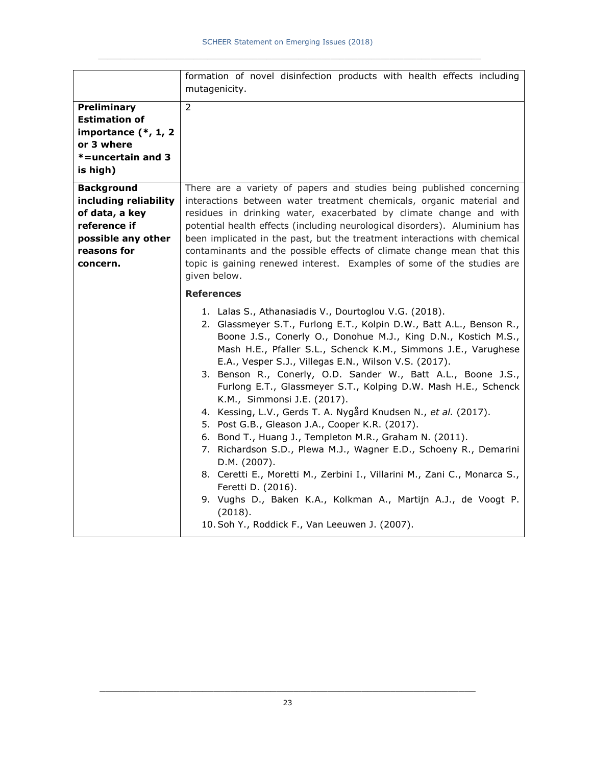| | |
|---|---|
| | formation of novel disinfection products with health effects including mutagenicity. |
| **Preliminary Estimation of importance (*, 1, 2 or 3 where *=uncertain and 3 is high)** | 2 |
| **Background including reliability of data, a key reference if possible any other reasons for concern.** | There are a variety of papers and studies being published concerning interactions between water treatment chemicals, organic material and residues in drinking water, exacerbated by climate change and with potential health effects (including neurological disorders). Aluminium has been implicated in the past, but the treatment interactions with chemical contaminants and the possible effects of climate change mean that this topic is gaining renewed interest. Examples of some of the studies are given below.<br><br>**References**<br><br>1. Lalas S., Athanasiadis V., Dourtoglou V.G. (2018).<br>2. Glassmeyer S.T., Furlong E.T., Kolpin D.W., Batt A.L., Benson R., Boone J.S., Conerly O., Donohue M.J., King D.N., Kostich M.S., Mash H.E., Pfaller S.L., Schenck K.M., Simmons J.E., Varughese E.A., Vesper S.J., Villegas E.N., Wilson V.S. (2017).<br>3. Benson R., Conerly, O.D. Sander W., Batt A.L., Boone J.S., Furlong E.T., Glassmeyer S.T., Kolping D.W. Mash H.E., Schenck K.M., Simmonsi J.E. (2017).<br>4. Kessing, L.V., Gerds T. A. Nygård Knudsen N., *et al.* (2017).<br>5. Post G.B., Gleason J.A., Cooper K.R. (2017).<br>6. Bond T., Huang J., Templeton M.R., Graham N. (2011).<br>7. Richardson S.D., Plewa M.J., Wagner E.D., Schoeny R., Demarini D.M. (2007).<br>8. Ceretti E., Moretti M., Zerbini I., Villarini M., Zani C., Monarca S., Feretti D. (2016).<br>9. Vughs D., Baken K.A., Kolkman A., Martijn A.J., de Voogt P. (2018).<br>10. Soh Y., Roddick F., Van Leeuwen J. (2007). |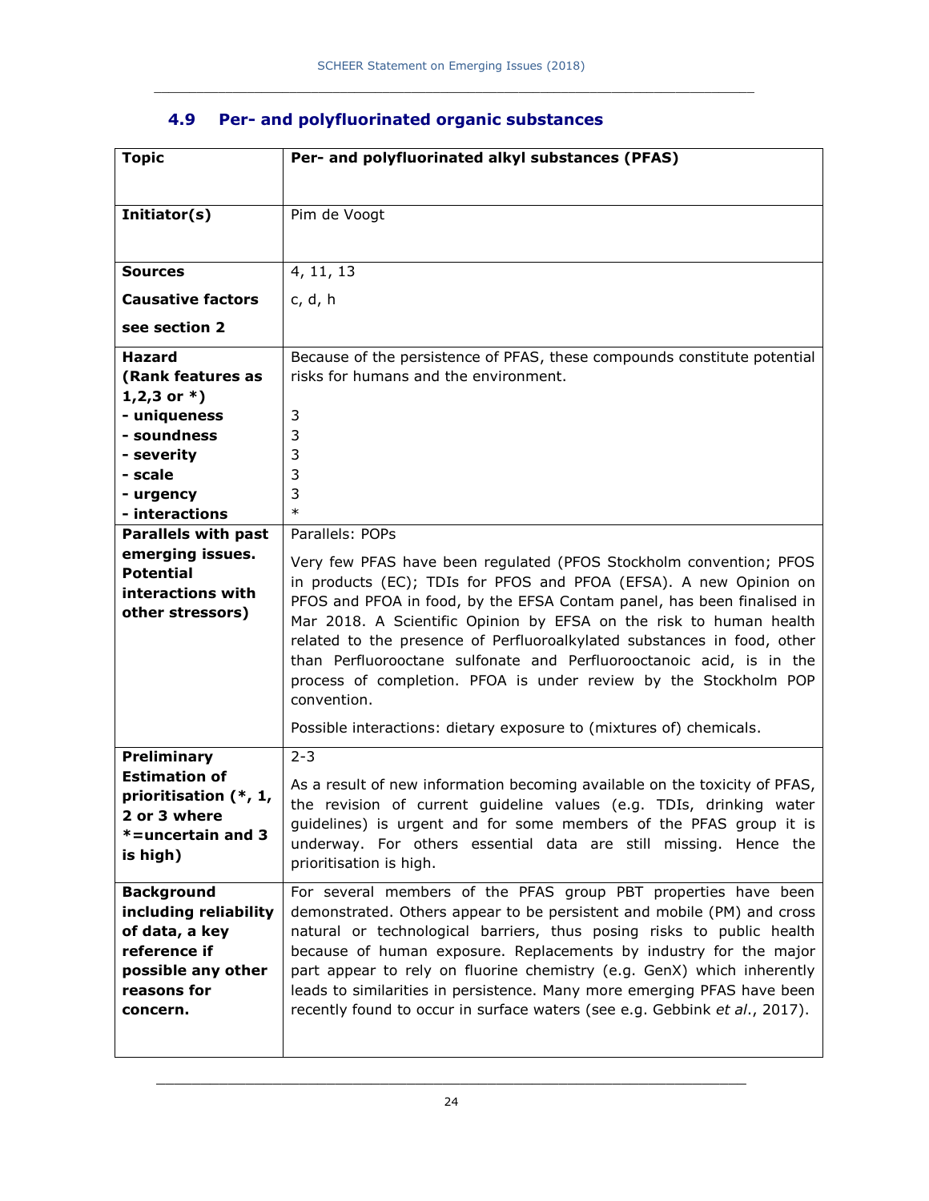### 4.9 Per- and polyfluorinated organic substances

| Topic | Per- and polyfluorinated alkyl substances (PFAS) |
|---|---|
| **Initiator(s)** | Pim de Voogt |
| **Sources**<br><br>**Causative factors**<br><br>**see section 2** | 4, 11, 13<br><br>c, d, h |
| **Hazard (Rank features as 1,2,3 or *)**<br>**- uniqueness**<br>**- soundness**<br>**- severity**<br>**- scale**<br>**- urgency**<br>**- interactions** | Because of the persistence of PFAS, these compounds constitute potential risks for humans and the environment.<br><br>3<br>3<br>3<br>3<br>3<br>* |
| **Parallels with past emerging issues. Potential interactions with other stressors)** | Parallels: POPs<br><br>Very few PFAS have been regulated (PFOS Stockholm convention; PFOS in products (EC); TDIs for PFOS and PFOA (EFSA). A new Opinion on PFOS and PFOA in food, by the EFSA Contam panel, has been finalised in Mar 2018. A Scientific Opinion by EFSA on the risk to human health related to the presence of Perfluoroalkylated substances in food, other than Perfluorooctane sulfonate and Perfluorooctanoic acid, is in the process of completion. PFOA is under review by the Stockholm POP convention.<br><br>Possible interactions: dietary exposure to (mixtures of) chemicals. |
| **Preliminary Estimation of prioritisation (*, 1, 2 or 3 where *=uncertain and 3 is high)** | 2-3<br><br>As a result of new information becoming available on the toxicity of PFAS, the revision of current guideline values (e.g. TDIs, drinking water guidelines) is urgent and for some members of the PFAS group it is underway. For others essential data are still missing. Hence the prioritisation is high. |
| **Background including reliability of data, a key reference if possible any other reasons for concern.** | For several members of the PFAS group PBT properties have been demonstrated. Others appear to be persistent and mobile (PM) and cross natural or technological barriers, thus posing risks to public health because of human exposure. Replacements by industry for the major part appear to rely on fluorine chemistry (e.g. GenX) which inherently leads to similarities in persistence. Many more emerging PFAS have been recently found to occur in surface waters (see e.g. Gebbink *et al*., 2017). |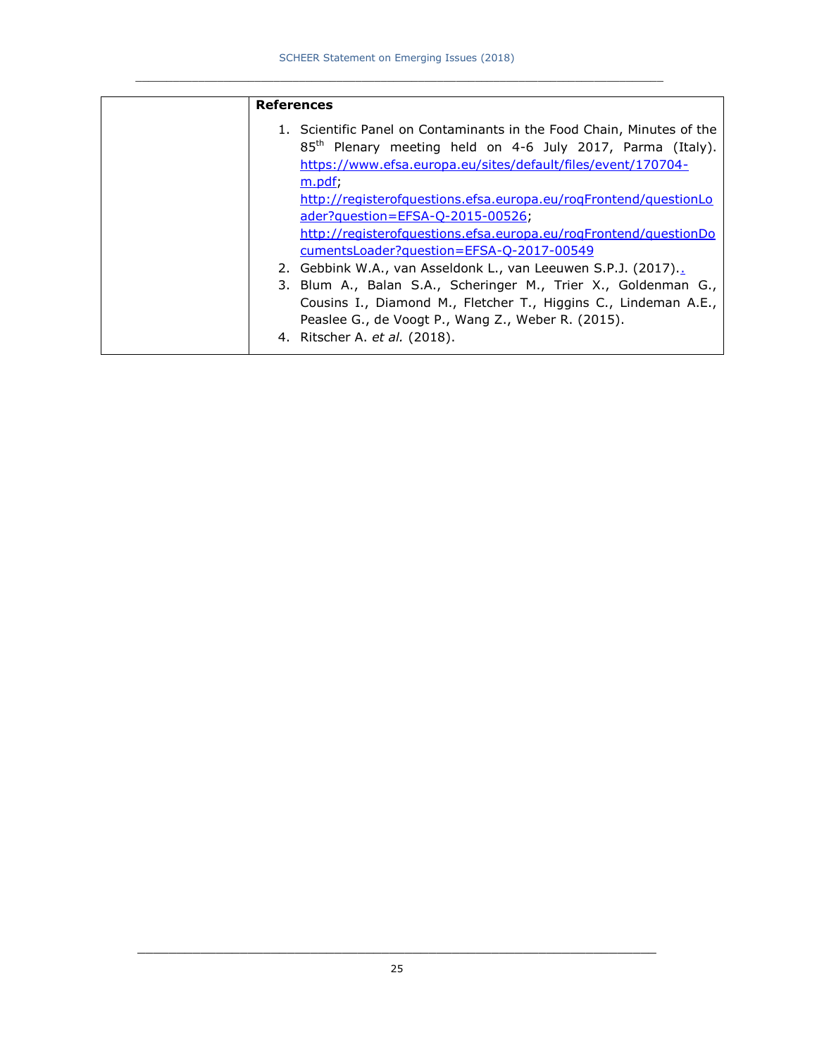| | **References** |
|---|---|
| | 1. Scientific Panel on Contaminants in the Food Chain, Minutes of the 85th Plenary meeting held on 4-6 July 2017, Parma (Italy). https://www.efsa.europa.eu/sites/default/files/event/170704-m.pdf; http://registerofquestions.efsa.europa.eu/roqFrontend/questionLoader?question=EFSA-Q-2015-00526; http://registerofquestions.efsa.europa.eu/roqFrontend/questionDocumentsLoader?question=EFSA-Q-2017-00549<br>2. Gebbink W.A., van Asseldonk L., van Leeuwen S.P.J. (2017)..<br>3. Blum A., Balan S.A., Scheringer M., Trier X., Goldenman G., Cousins I., Diamond M., Fletcher T., Higgins C., Lindeman A.E., Peaslee G., de Voogt P., Wang Z., Weber R. (2015).<br>4. Ritscher A. *et al.* (2018). |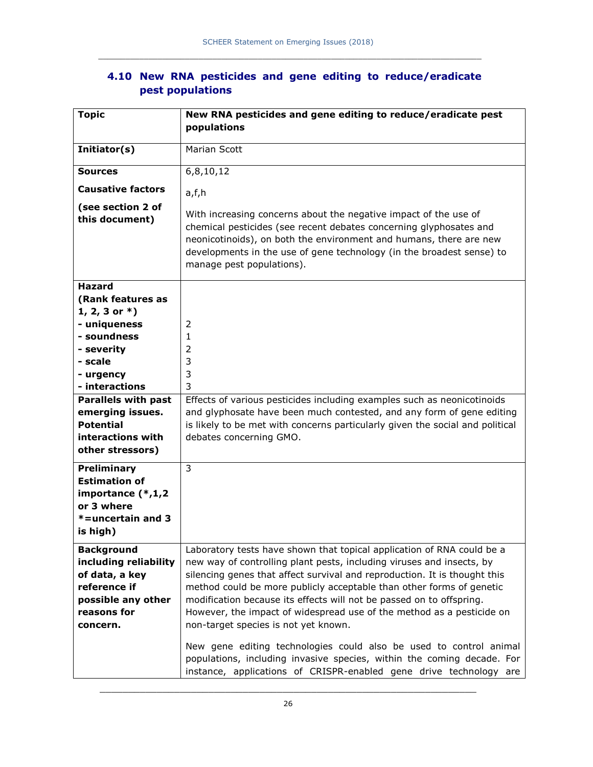## 4.10 New RNA pesticides and gene editing to reduce/eradicate pest populations

| Topic | New RNA pesticides and gene editing to reduce/eradicate pest populations |
|---|---|
| Initiator(s) | Marian Scott |
| Sources | 6,8,10,12 |
| Causative factors (see section 2 of this document) | a,f,h<br><br>With increasing concerns about the negative impact of the use of chemical pesticides (see recent debates concerning glyphosates and neonicotinoids), on both the environment and humans, there are new developments in the use of gene technology (in the broadest sense) to manage pest populations). |
| Hazard (Rank features as 1, 2, 3 or *)<br>- uniqueness<br>- soundness<br>- severity<br>- scale<br>- urgency<br>- interactions | <br><br>2<br>1<br>2<br>3<br>3<br>3 |
| Parallels with past emerging issues. Potential interactions with other stressors) | Effects of various pesticides including examples such as neonicotinoids and glyphosate have been much contested, and any form of gene editing is likely to be met with concerns particularly given the social and political debates concerning GMO. |
| Preliminary Estimation of importance (*,1,2 or 3 where *=uncertain and 3 is high) | 3 |
| Background including reliability of data, a key reference if possible any other reasons for concern. | Laboratory tests have shown that topical application of RNA could be a new way of controlling plant pests, including viruses and insects, by silencing genes that affect survival and reproduction. It is thought this method could be more publicly acceptable than other forms of genetic modification because its effects will not be passed on to offspring. However, the impact of widespread use of the method as a pesticide on non-target species is not yet known.<br><br>New gene editing technologies could also be used to control animal populations, including invasive species, within the coming decade. For instance, applications of CRISPR-enabled gene drive technology are |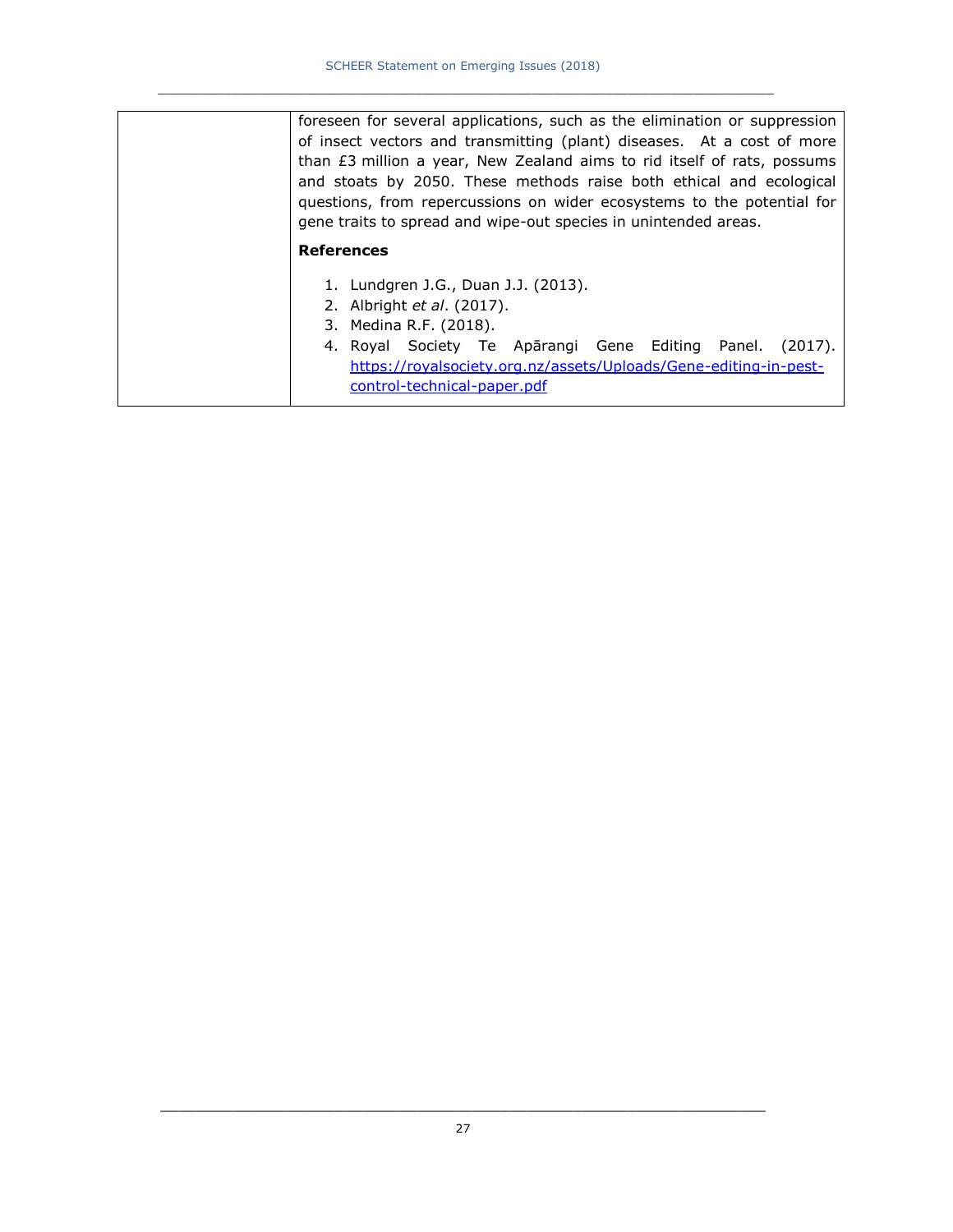| | foreseen for several applications, such as the elimination or suppression of insect vectors and transmitting (plant) diseases. At a cost of more than £3 million a year, New Zealand aims to rid itself of rats, possums and stoats by 2050. These methods raise both ethical and ecological questions, from repercussions on wider ecosystems to the potential for gene traits to spread and wipe-out species in unintended areas.<br><br>**References**<br><br>1. Lundgren J.G., Duan J.J. (2013).<br>2. Albright *et al*. (2017).<br>3. Medina R.F. (2018).<br>4. Royal Society Te Apārangi Gene Editing Panel. (2017). https://royalsociety.org.nz/assets/Uploads/Gene-editing-in-pest-control-technical-paper.pdf |
|---|---|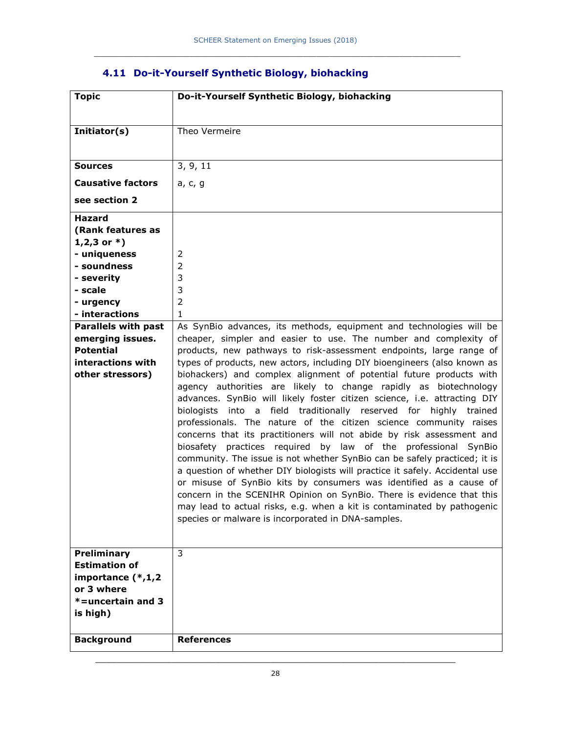### 4.11 Do-it-Yourself Synthetic Biology, biohacking

| **Topic** | **Do-it-Yourself Synthetic Biology, biohacking** |
|---|---|
| **Initiator(s)** | Theo Vermeire |
| **Sources**<br><br>**Causative factors**<br><br>**see section 2** | 3, 9, 11<br><br>a, c, g |
| **Hazard (Rank features as 1,2,3 or *)**<br>**- uniqueness**<br>**- soundness**<br>**- severity**<br>**- scale**<br>**- urgency**<br>**- interactions** | <br><br>2<br>2<br>3<br>3<br>2<br>1 |
| **Parallels with past emerging issues. Potential interactions with other stressors)** | As SynBio advances, its methods, equipment and technologies will be cheaper, simpler and easier to use. The number and complexity of products, new pathways to risk-assessment endpoints, large range of types of products, new actors, including DIY bioengineers (also known as biohackers) and complex alignment of potential future products with agency authorities are likely to change rapidly as biotechnology advances. SynBio will likely foster citizen science, i.e. attracting DIY biologists into a field traditionally reserved for highly trained professionals. The nature of the citizen science community raises concerns that its practitioners will not abide by risk assessment and biosafety practices required by law of the professional SynBio community. The issue is not whether SynBio can be safely practiced; it is a question of whether DIY biologists will practice it safely. Accidental use or misuse of SynBio kits by consumers was identified as a cause of concern in the SCENIHR Opinion on SynBio. There is evidence that this may lead to actual risks, e.g. when a kit is contaminated by pathogenic species or malware is incorporated in DNA-samples. |
| **Preliminary Estimation of importance (*,1,2 or 3 where *=uncertain and 3 is high)** | 3 |
| **Background** | **References** |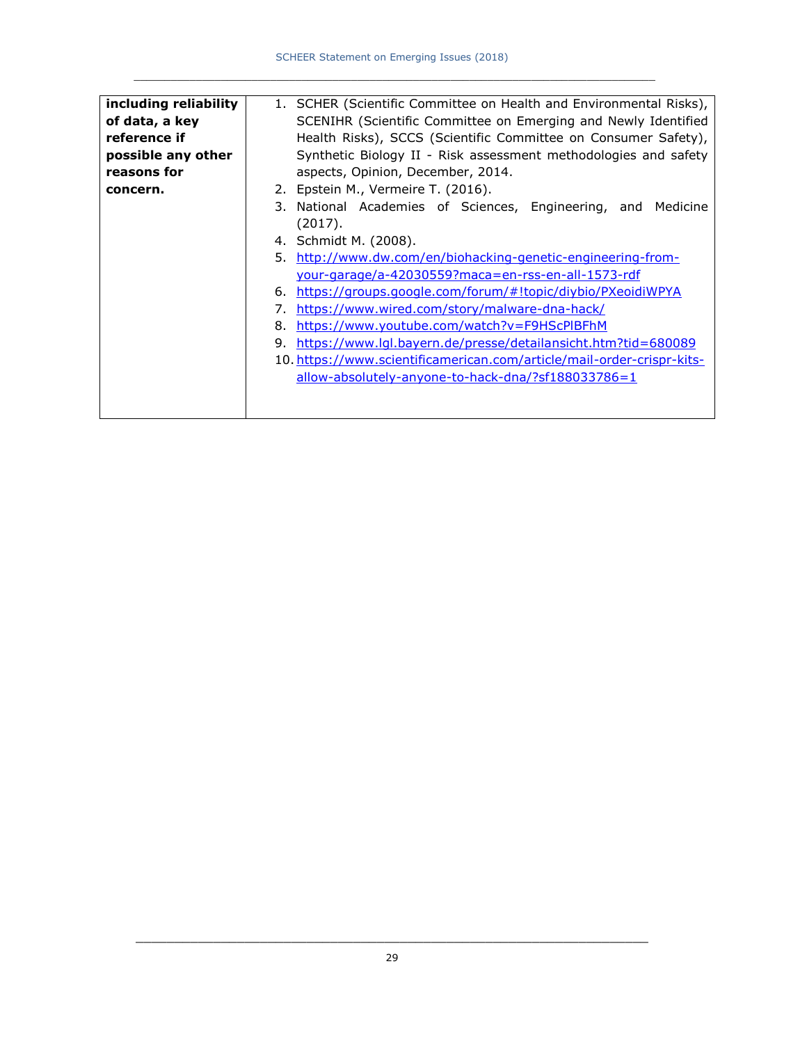| including reliability of data, a key reference if possible any other reasons for concern. | 1. SCHER (Scientific Committee on Health and Environmental Risks), SCENIHR (Scientific Committee on Emerging and Newly Identified Health Risks), SCCS (Scientific Committee on Consumer Safety), Synthetic Biology II - Risk assessment methodologies and safety aspects, Opinion, December, 2014.<br>2. Epstein M., Vermeire T. (2016).<br>3. National Academies of Sciences, Engineering, and Medicine (2017).<br>4. Schmidt M. (2008).<br>5. http://www.dw.com/en/biohacking-genetic-engineering-from-your-garage/a-42030559?maca=en-rss-en-all-1573-rdf<br>6. https://groups.google.com/forum/#!topic/diybio/PXeoidiWPYA<br>7. https://www.wired.com/story/malware-dna-hack/<br>8. https://www.youtube.com/watch?v=F9HScPlBFhM<br>9. https://www.lgl.bayern.de/presse/detailansicht.htm?tid=680089<br>10. https://www.scientificamerican.com/article/mail-order-crispr-kits-allow-absolutely-anyone-to-hack-dna/?sf188033786=1 |
|---|---|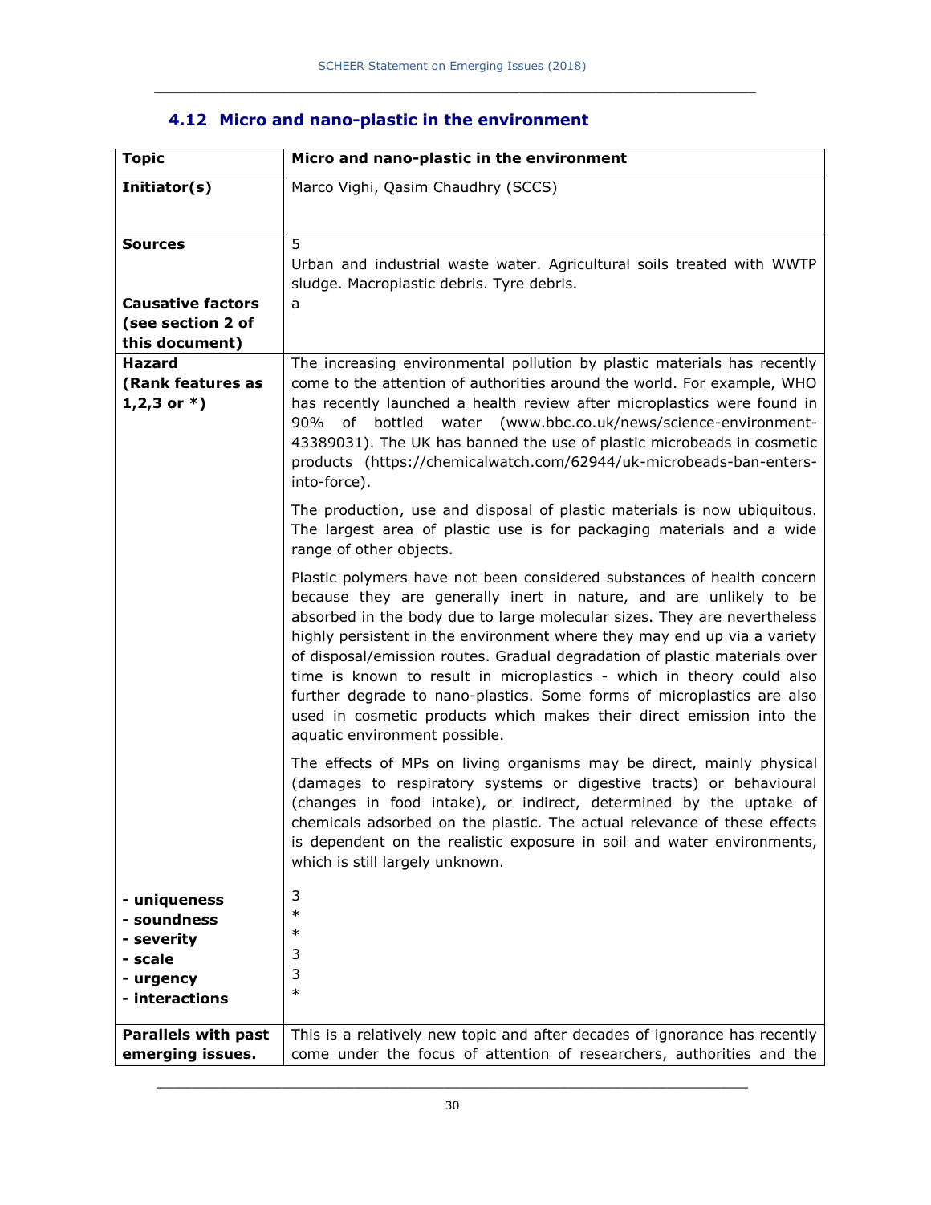## 4.12 Micro and nano-plastic in the environment

| Topic | Micro and nano-plastic in the environment |
|---|---|
| **Initiator(s)** | Marco Vighi, Qasim Chaudhry (SCCS) |
| **Sources** | 5<br>Urban and industrial waste water. Agricultural soils treated with WWTP sludge. Macroplastic debris. Tyre debris. |
| **Causative factors (see section 2 of this document)** | a |
| **Hazard (Rank features as 1,2,3 or *)** | The increasing environmental pollution by plastic materials has recently come to the attention of authorities around the world. For example, WHO has recently launched a health review after microplastics were found in 90% of bottled water (www.bbc.co.uk/news/science-environment-43389031). The UK has banned the use of plastic microbeads in cosmetic products (https://chemicalwatch.com/62944/uk-microbeads-ban-enters-into-force).<br><br>The production, use and disposal of plastic materials is now ubiquitous. The largest area of plastic use is for packaging materials and a wide range of other objects.<br><br>Plastic polymers have not been considered substances of health concern because they are generally inert in nature, and are unlikely to be absorbed in the body due to large molecular sizes. They are nevertheless highly persistent in the environment where they may end up via a variety of disposal/emission routes. Gradual degradation of plastic materials over time is known to result in microplastics - which in theory could also further degrade to nano-plastics. Some forms of microplastics are also used in cosmetic products which makes their direct emission into the aquatic environment possible.<br><br>The effects of MPs on living organisms may be direct, mainly physical (damages to respiratory systems or digestive tracts) or behavioural (changes in food intake), or indirect, determined by the uptake of chemicals adsorbed on the plastic. The actual relevance of these effects is dependent on the realistic exposure in soil and water environments, which is still largely unknown. |
| **- uniqueness**<br>**- soundness**<br>**- severity**<br>**- scale**<br>**- urgency**<br>**- interactions** | 3<br>*<br>*<br>3<br>3<br>* |
| **Parallels with past emerging issues.** | This is a relatively new topic and after decades of ignorance has recently come under the focus of attention of researchers, authorities and the |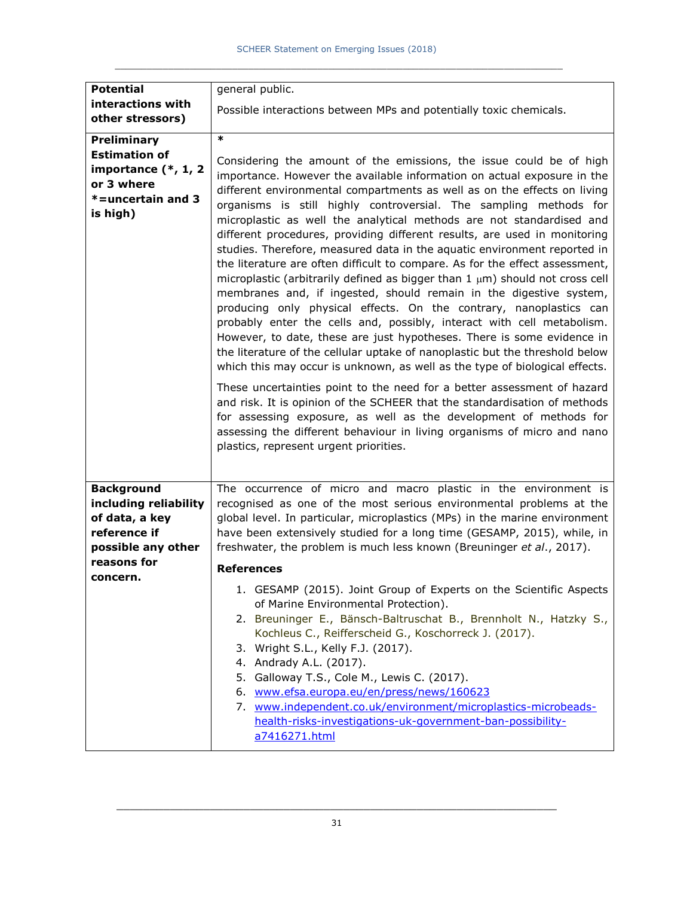| | |
|---|---|
| **Potential interactions with other stressors)** | general public.<br><br>Possible interactions between MPs and potentially toxic chemicals. |
| **Preliminary Estimation of importance (*, 1, 2 or 3 where *=uncertain and 3 is high)** | *<br><br>Considering the amount of the emissions, the issue could be of high importance. However the available information on actual exposure in the different environmental compartments as well as on the effects on living organisms is still highly controversial. The sampling methods for microplastic as well the analytical methods are not standardised and different procedures, providing different results, are used in monitoring studies. Therefore, measured data in the aquatic environment reported in the literature are often difficult to compare. As for the effect assessment, microplastic (arbitrarily defined as bigger than 1 μm) should not cross cell membranes and, if ingested, should remain in the digestive system, producing only physical effects. On the contrary, nanoplastics can probably enter the cells and, possibly, interact with cell metabolism. However, to date, these are just hypotheses. There is some evidence in the literature of the cellular uptake of nanoplastic but the threshold below which this may occur is unknown, as well as the type of biological effects.<br><br>These uncertainties point to the need for a better assessment of hazard and risk. It is opinion of the SCHEER that the standardisation of methods for assessing exposure, as well as the development of methods for assessing the different behaviour in living organisms of micro and nano plastics, represent urgent priorities. |
| **Background including reliability of data, a key reference if possible any other reasons for concern.** | The occurrence of micro and macro plastic in the environment is recognised as one of the most serious environmental problems at the global level. In particular, microplastics (MPs) in the marine environment have been extensively studied for a long time (GESAMP, 2015), while, in freshwater, the problem is much less known (Breuninger *et al.*, 2017).<br><br>**References**<br><br>1. GESAMP (2015). Joint Group of Experts on the Scientific Aspects of Marine Environmental Protection).<br>2. Breuninger E., Bänsch-Baltruschat B., Brennholt N., Hatzky S., Kochleus C., Reifferscheid G., Koschorreck J. (2017).<br>3. Wright S.L., Kelly F.J. (2017).<br>4. Andrady A.L. (2017).<br>5. Galloway T.S., Cole M., Lewis C. (2017).<br>6. www.efsa.europa.eu/en/press/news/160623<br>7. www.independent.co.uk/environment/microplastics-microbeads-health-risks-investigations-uk-government-ban-possibility-a7416271.html |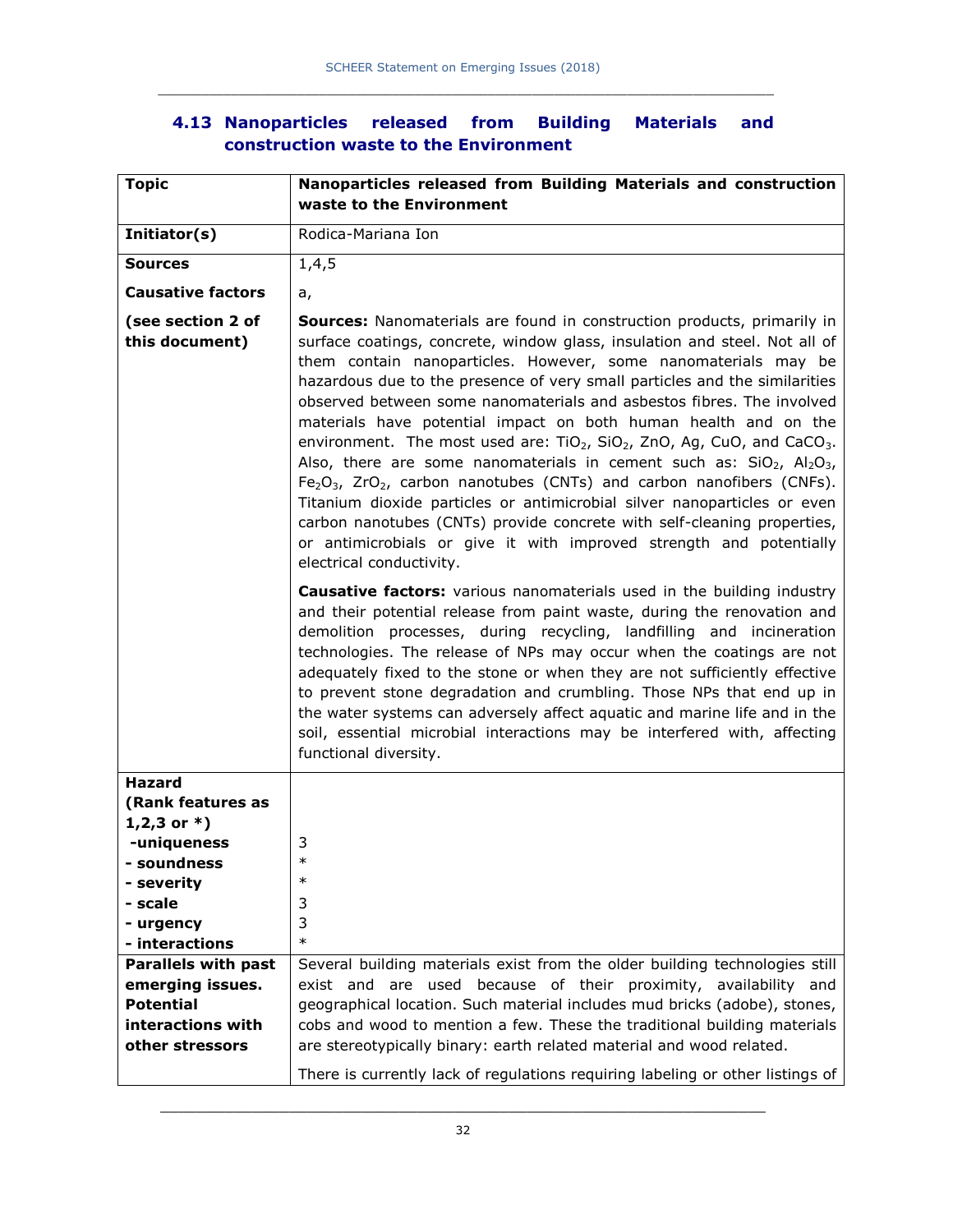### 4.13 Nanoparticles released from Building Materials and construction waste to the Environment

| **Topic** | **Nanoparticles released from Building Materials and construction waste to the Environment** |
|---|---|
| **Initiator(s)** | Rodica-Mariana Ion |
| **Sources** | 1,4,5 |
| **Causative factors** | a, |
| **(see section 2 of this document)** | **Sources:** Nanomaterials are found in construction products, primarily in surface coatings, concrete, window glass, insulation and steel. Not all of them contain nanoparticles. However, some nanomaterials may be hazardous due to the presence of very small particles and the similarities observed between some nanomaterials and asbestos fibres. The involved materials have potential impact on both human health and on the environment. The most used are: $TiO_2$, $SiO_2$, ZnO, Ag, CuO, and $CaCO_3$. Also, there are some nanomaterials in cement such as: $SiO_2$, $Al_2O_3$, $Fe_2O_3$, $ZrO_2$, carbon nanotubes (CNTs) and carbon nanofibers (CNFs). Titanium dioxide particles or antimicrobial silver nanoparticles or even carbon nanotubes (CNTs) provide concrete with self-cleaning properties, or antimicrobials or give it with improved strength and potentially electrical conductivity.<br><br>**Causative factors:** various nanomaterials used in the building industry and their potential release from paint waste, during the renovation and demolition processes, during recycling, landfilling and incineration technologies. The release of NPs may occur when the coatings are not adequately fixed to the stone or when they are not sufficiently effective to prevent stone degradation and crumbling. Those NPs that end up in the water systems can adversely affect aquatic and marine life and in the soil, essential microbial interactions may be interfered with, affecting functional diversity. |
| **Hazard (Rank features as 1,2,3 or *)**<br>**-uniqueness**<br>**- soundness**<br>**- severity**<br>**- scale**<br>**- urgency**<br>**- interactions** | <br><br>3<br>*<br>*<br>3<br>3<br>* |
| **Parallels with past emerging issues. Potential interactions with other stressors** | Several building materials exist from the older building technologies still exist and are used because of their proximity, availability and geographical location. Such material includes mud bricks (adobe), stones, cobs and wood to mention a few. These the traditional building materials are stereotypically binary: earth related material and wood related.<br><br>There is currently lack of regulations requiring labeling or other listings of |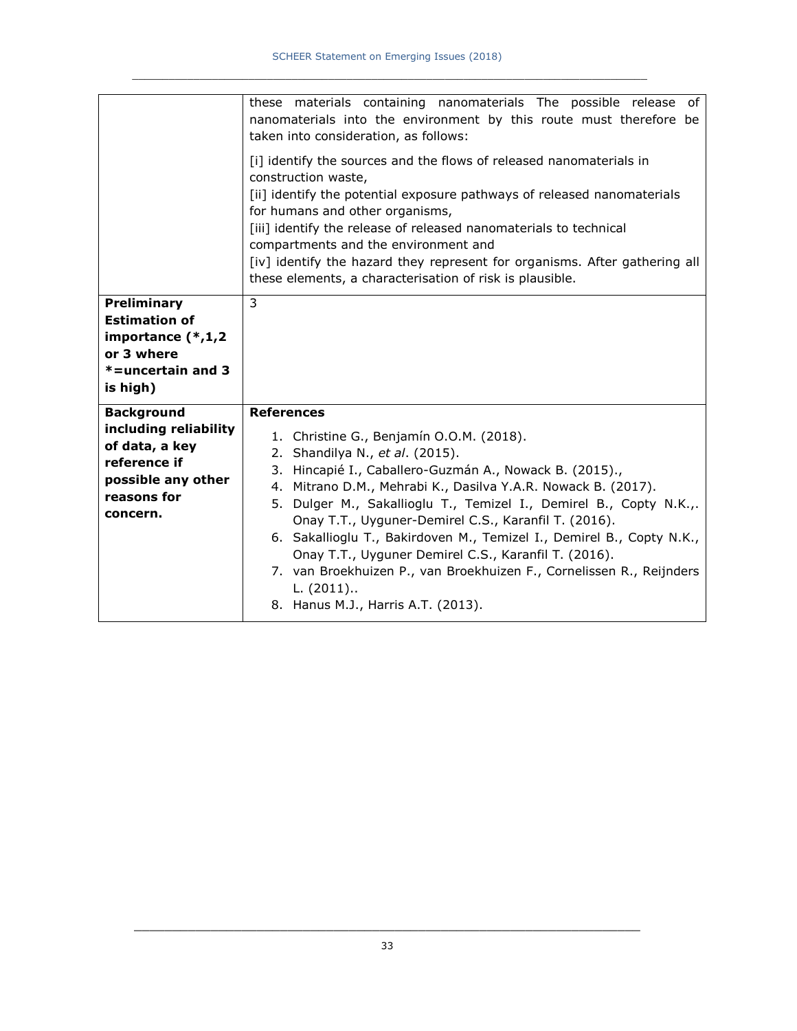| | |
|---|---|
| | these materials containing nanomaterials The possible release of nanomaterials into the environment by this route must therefore be taken into consideration, as follows:<br><br>[i] identify the sources and the flows of released nanomaterials in construction waste,<br>[ii] identify the potential exposure pathways of released nanomaterials for humans and other organisms,<br>[iii] identify the release of released nanomaterials to technical compartments and the environment and<br>[iv] identify the hazard they represent for organisms. After gathering all these elements, a characterisation of risk is plausible. |
| **Preliminary Estimation of importance (*,1,2 or 3 where *=uncertain and 3 is high)** | 3 |
| **Background including reliability of data, a key reference if possible any other reasons for concern.** | **References**<br><br>1. Christine G., Benjamín O.O.M. (2018).<br>2. Shandilya N., *et al*. (2015).<br>3. Hincapié I., Caballero-Guzmán A., Nowack B. (2015).,<br>4. Mitrano D.M., Mehrabi K., Dasilva Y.A.R. Nowack B. (2017).<br>5. Dulger M., Sakallioglu T., Temizel I., Demirel B., Copty N.K.,. Onay T.T., Uyguner-Demirel C.S., Karanfil T. (2016).<br>6. Sakallioglu T., Bakirdoven M., Temizel I., Demirel B., Copty N.K., Onay T.T., Uyguner Demirel C.S., Karanfil T. (2016).<br>7. van Broekhuizen P., van Broekhuizen F., Cornelissen R., Reijnders L. (2011)..<br>8. Hanus M.J., Harris A.T. (2013). |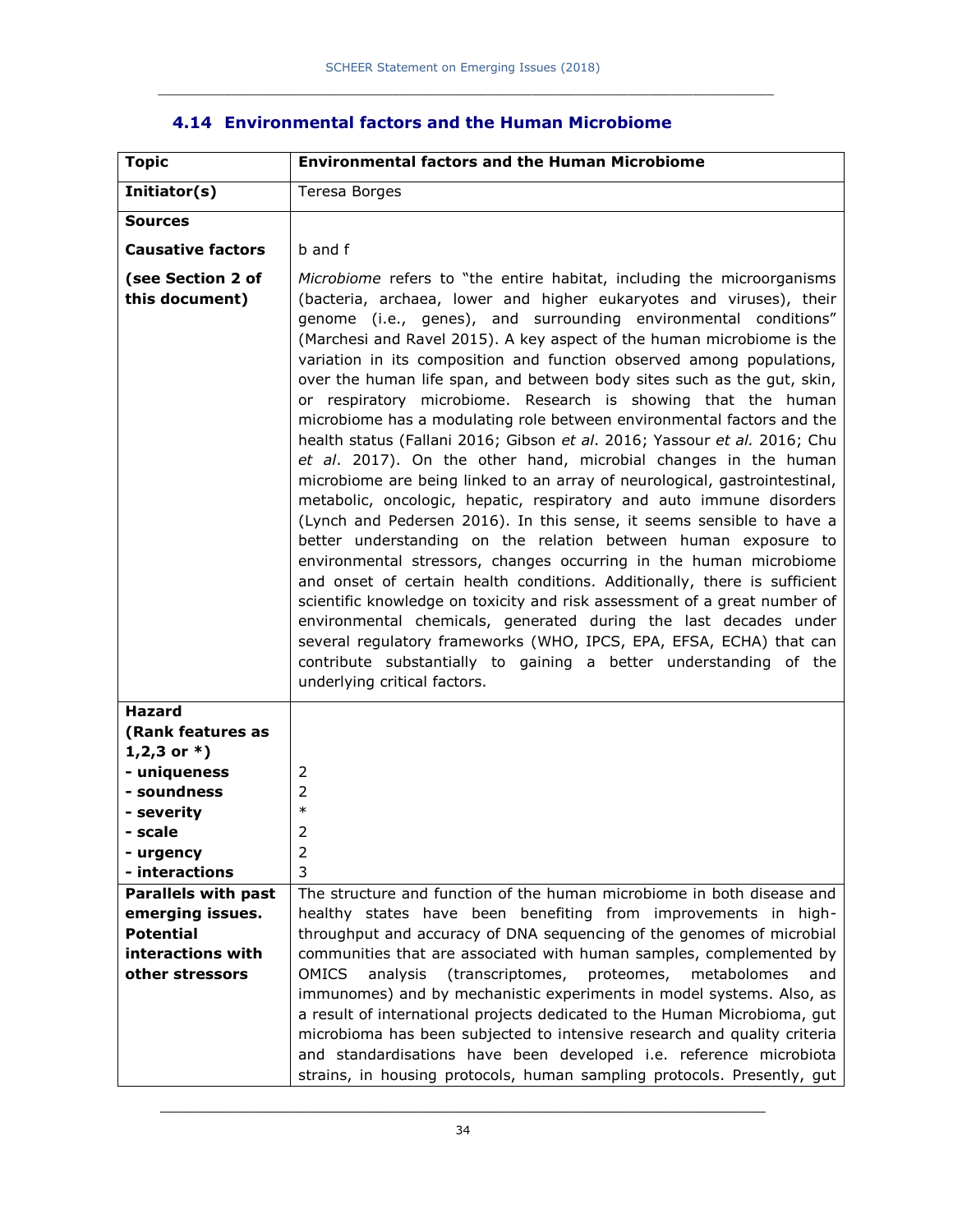## 4.14 Environmental factors and the Human Microbiome

| Topic | Environmental factors and the Human Microbiome |
|---|---|
| **Initiator(s)** | Teresa Borges |
| **Sources**<br><br>**Causative factors**<br><br>**(see Section 2 of this document)** | b and f<br><br>*Microbiome* refers to "the entire habitat, including the microorganisms (bacteria, archaea, lower and higher eukaryotes and viruses), their genome (i.e., genes), and surrounding environmental conditions" (Marchesi and Ravel 2015). A key aspect of the human microbiome is the variation in its composition and function observed among populations, over the human life span, and between body sites such as the gut, skin, or respiratory microbiome. Research is showing that the human microbiome has a modulating role between environmental factors and the health status (Fallani 2016; Gibson *et al*. 2016; Yassour *et al.* 2016; Chu *et al*. 2017). On the other hand, microbial changes in the human microbiome are being linked to an array of neurological, gastrointestinal, metabolic, oncologic, hepatic, respiratory and auto immune disorders (Lynch and Pedersen 2016). In this sense, it seems sensible to have a better understanding on the relation between human exposure to environmental stressors, changes occurring in the human microbiome and onset of certain health conditions. Additionally, there is sufficient scientific knowledge on toxicity and risk assessment of a great number of environmental chemicals, generated during the last decades under several regulatory frameworks (WHO, IPCS, EPA, EFSA, ECHA) that can contribute substantially to gaining a better understanding of the underlying critical factors. |
| **Hazard (Rank features as 1,2,3 or *)**<br>**- uniqueness**<br>**- soundness**<br>**- severity**<br>**- scale**<br>**- urgency**<br>**- interactions** | <br><br>2<br>2<br>*<br>2<br>2<br>3 |
| **Parallels with past emerging issues. Potential interactions with other stressors** | The structure and function of the human microbiome in both disease and healthy states have been benefiting from improvements in high-throughput and accuracy of DNA sequencing of the genomes of microbial communities that are associated with human samples, complemented by OMICS analysis (transcriptomes, proteomes, metabolomes and immunomes) and by mechanistic experiments in model systems. Also, as a result of international projects dedicated to the Human Microbioma, gut microbioma has been subjected to intensive research and quality criteria and standardisations have been developed i.e. reference microbiota strains, in housing protocols, human sampling protocols. Presently, gut |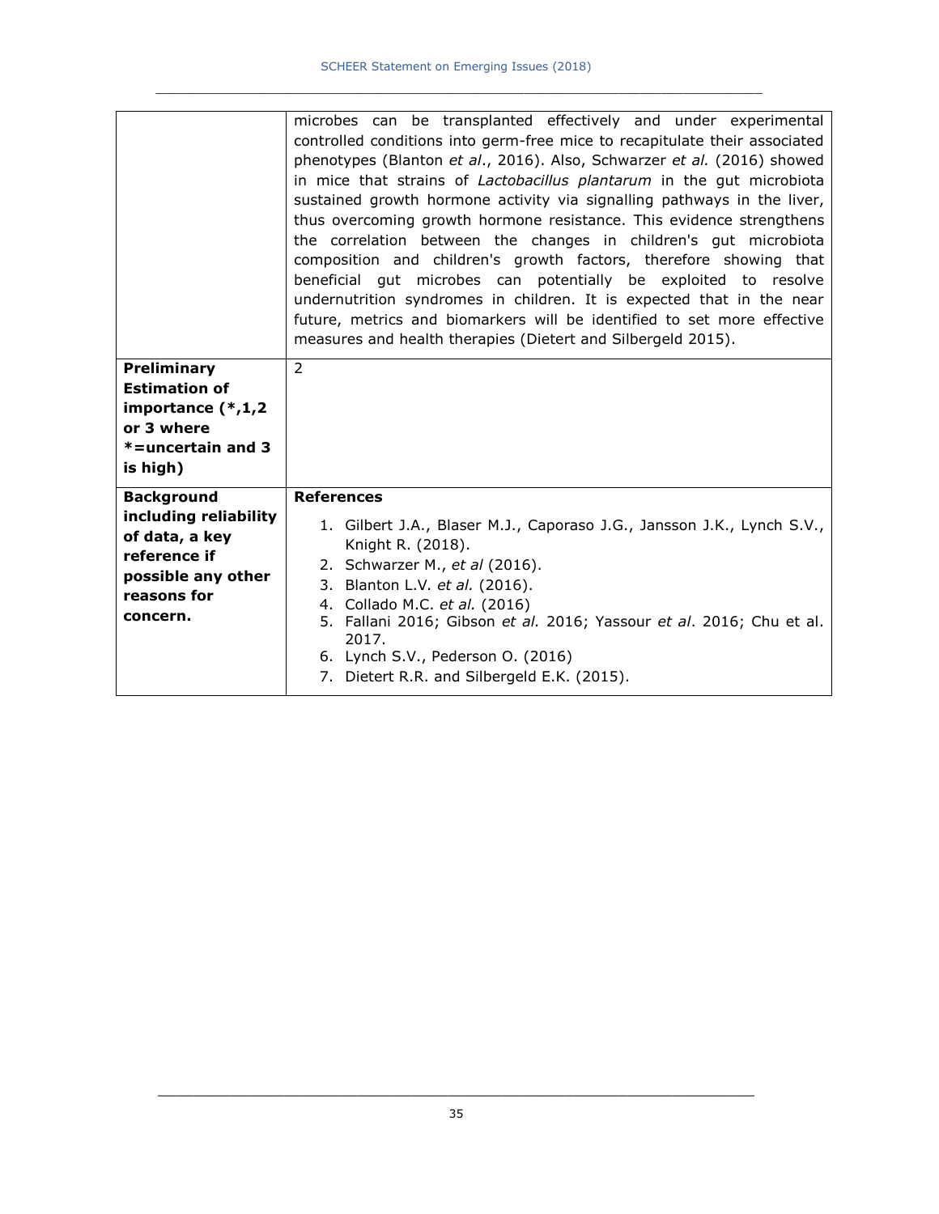| | |
|---|---|
| | microbes can be transplanted effectively and under experimental controlled conditions into germ-free mice to recapitulate their associated phenotypes (Blanton *et al*., 2016). Also, Schwarzer *et al.* (2016) showed in mice that strains of *Lactobacillus plantarum* in the gut microbiota sustained growth hormone activity via signalling pathways in the liver, thus overcoming growth hormone resistance. This evidence strengthens the correlation between the changes in children's gut microbiota composition and children's growth factors, therefore showing that beneficial gut microbes can potentially be exploited to resolve undernutrition syndromes in children. It is expected that in the near future, metrics and biomarkers will be identified to set more effective measures and health therapies (Dietert and Silbergeld 2015). |
| **Preliminary Estimation of importance (*,1,2 or 3 where *=uncertain and 3 is high)** | 2 |
| **Background including reliability of data, a key reference if possible any other reasons for concern.** | **References**<br><br>1. Gilbert J.A., Blaser M.J., Caporaso J.G., Jansson J.K., Lynch S.V., Knight R. (2018).<br>2. Schwarzer M., *et al* (2016).<br>3. Blanton L.V. *et al.* (2016).<br>4. Collado M.C. *et al.* (2016)<br>5. Fallani 2016; Gibson *et al.* 2016; Yassour *et al*. 2016; Chu et al. 2017.<br>6. Lynch S.V., Pederson O. (2016)<br>7. Dietert R.R. and Silbergeld E.K. (2015). |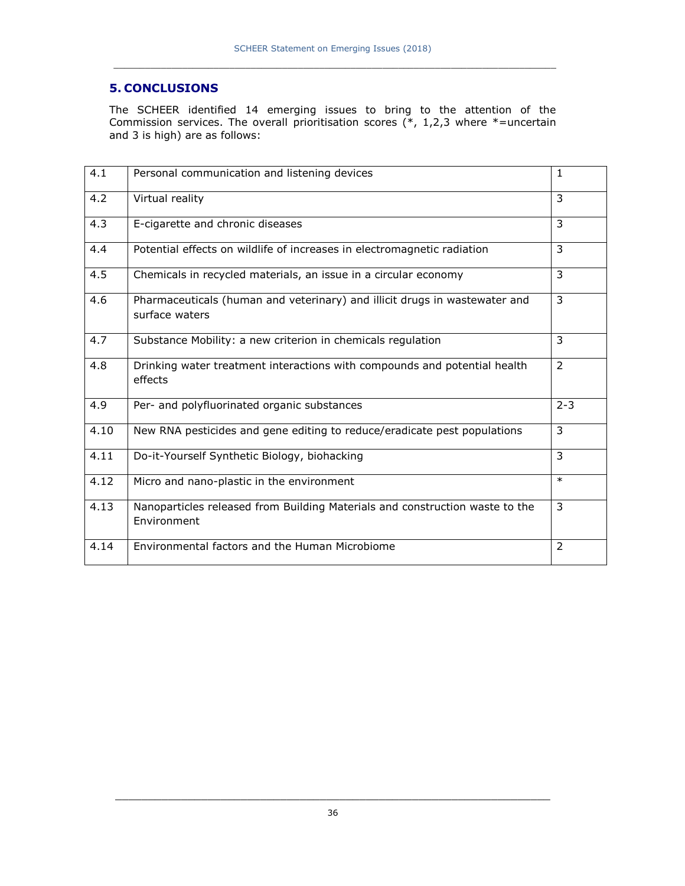## 5. CONCLUSIONS

The SCHEER identified 14 emerging issues to bring to the attention of the Commission services. The overall prioritisation scores (*, 1,2,3 where *=uncertain and 3 is high) are as follows:

| | | |
|---|---|---|
| 4.1 | Personal communication and listening devices | 1 |
| 4.2 | Virtual reality | 3 |
| 4.3 | E-cigarette and chronic diseases | 3 |
| 4.4 | Potential effects on wildlife of increases in electromagnetic radiation | 3 |
| 4.5 | Chemicals in recycled materials, an issue in a circular economy | 3 |
| 4.6 | Pharmaceuticals (human and veterinary) and illicit drugs in wastewater and surface waters | 3 |
| 4.7 | Substance Mobility: a new criterion in chemicals regulation | 3 |
| 4.8 | Drinking water treatment interactions with compounds and potential health effects | 2 |
| 4.9 | Per- and polyfluorinated organic substances | 2-3 |
| 4.10 | New RNA pesticides and gene editing to reduce/eradicate pest populations | 3 |
| 4.11 | Do-it-Yourself Synthetic Biology, biohacking | 3 |
| 4.12 | Micro and nano-plastic in the environment | * |
| 4.13 | Nanoparticles released from Building Materials and construction waste to the Environment | 3 |
| 4.14 | Environmental factors and the Human Microbiome | 2 |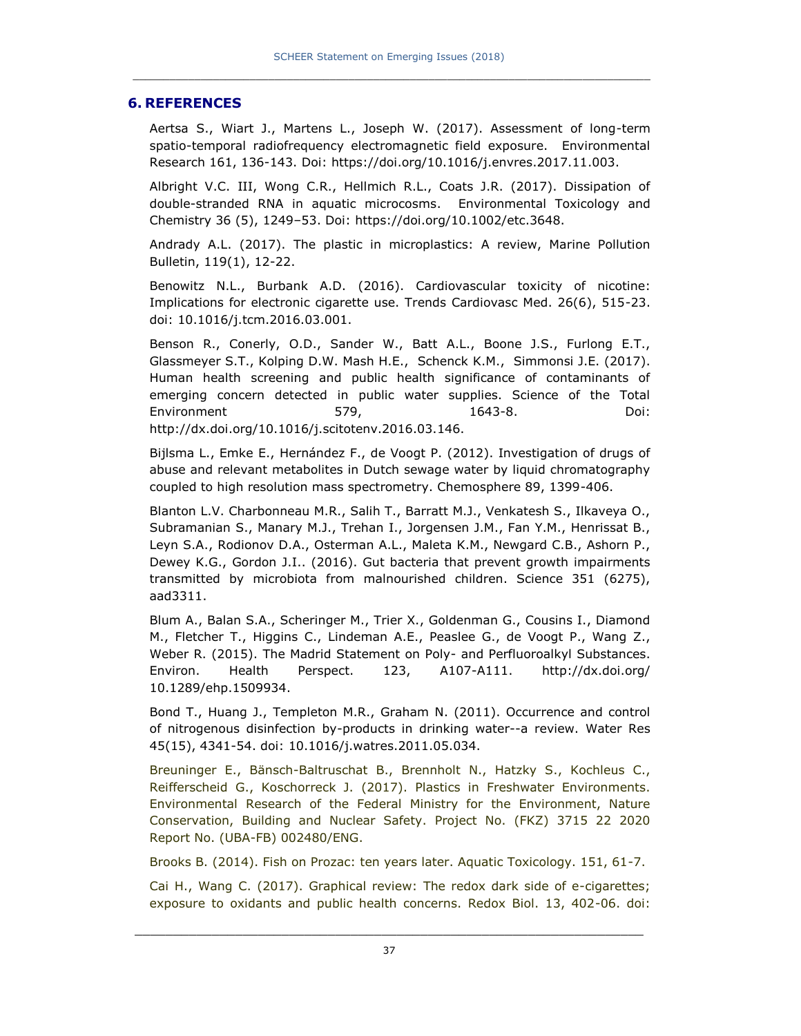## 6. REFERENCES

Aertsa S., Wiart J., Martens L., Joseph W. (2017). Assessment of long-term spatio-temporal radiofrequency electromagnetic field exposure. Environmental Research 161, 136-143. Doi: https://doi.org/10.1016/j.envres.2017.11.003.

Albright V.C. III, Wong C.R., Hellmich R.L., Coats J.R. (2017). Dissipation of double-stranded RNA in aquatic microcosms. Environmental Toxicology and Chemistry 36 (5), 1249–53. Doi: https://doi.org/10.1002/etc.3648.

Andrady A.L. (2017). The plastic in microplastics: A review, Marine Pollution Bulletin, 119(1), 12-22.

Benowitz N.L., Burbank A.D. (2016). Cardiovascular toxicity of nicotine: Implications for electronic cigarette use. Trends Cardiovasc Med. 26(6), 515-23. doi: 10.1016/j.tcm.2016.03.001.

Benson R., Conerly, O.D., Sander W., Batt A.L., Boone J.S., Furlong E.T., Glassmeyer S.T., Kolping D.W. Mash H.E., Schenck K.M., Simmonsi J.E. (2017). Human health screening and public health significance of contaminants of emerging concern detected in public water supplies. Science of the Total Environment 579, 1643-8. Doi: http://dx.doi.org/10.1016/j.scitotenv.2016.03.146.

Bijlsma L., Emke E., Hernández F., de Voogt P. (2012). Investigation of drugs of abuse and relevant metabolites in Dutch sewage water by liquid chromatography coupled to high resolution mass spectrometry. Chemosphere 89, 1399-406.

Blanton L.V. Charbonneau M.R., Salih T., Barratt M.J., Venkatesh S., Ilkaveya O., Subramanian S., Manary M.J., Trehan I., Jorgensen J.M., Fan Y.M., Henrissat B., Leyn S.A., Rodionov D.A., Osterman A.L., Maleta K.M., Newgard C.B., Ashorn P., Dewey K.G., Gordon J.I.. (2016). Gut bacteria that prevent growth impairments transmitted by microbiota from malnourished children. Science 351 (6275), aad3311.

Blum A., Balan S.A., Scheringer M., Trier X., Goldenman G., Cousins I., Diamond M., Fletcher T., Higgins C., Lindeman A.E., Peaslee G., de Voogt P., Wang Z., Weber R. (2015). The Madrid Statement on Poly- and Perfluoroalkyl Substances. Environ. Health Perspect. 123, A107-A111. http://dx.doi.org/ 10.1289/ehp.1509934.

Bond T., Huang J., Templeton M.R., Graham N. (2011). Occurrence and control of nitrogenous disinfection by-products in drinking water--a review. Water Res 45(15), 4341-54. doi: 10.1016/j.watres.2011.05.034.

Breuninger E., Bänsch-Baltruschat B., Brennholt N., Hatzky S., Kochleus C., Reifferscheid G., Koschorreck J. (2017). Plastics in Freshwater Environments. Environmental Research of the Federal Ministry for the Environment, Nature Conservation, Building and Nuclear Safety. Project No. (FKZ) 3715 22 2020 Report No. (UBA-FB) 002480/ENG.

Brooks B. (2014). Fish on Prozac: ten years later. Aquatic Toxicology. 151, 61-7.

Cai H., Wang C. (2017). Graphical review: The redox dark side of e-cigarettes; exposure to oxidants and public health concerns. Redox Biol. 13, 402-06. doi: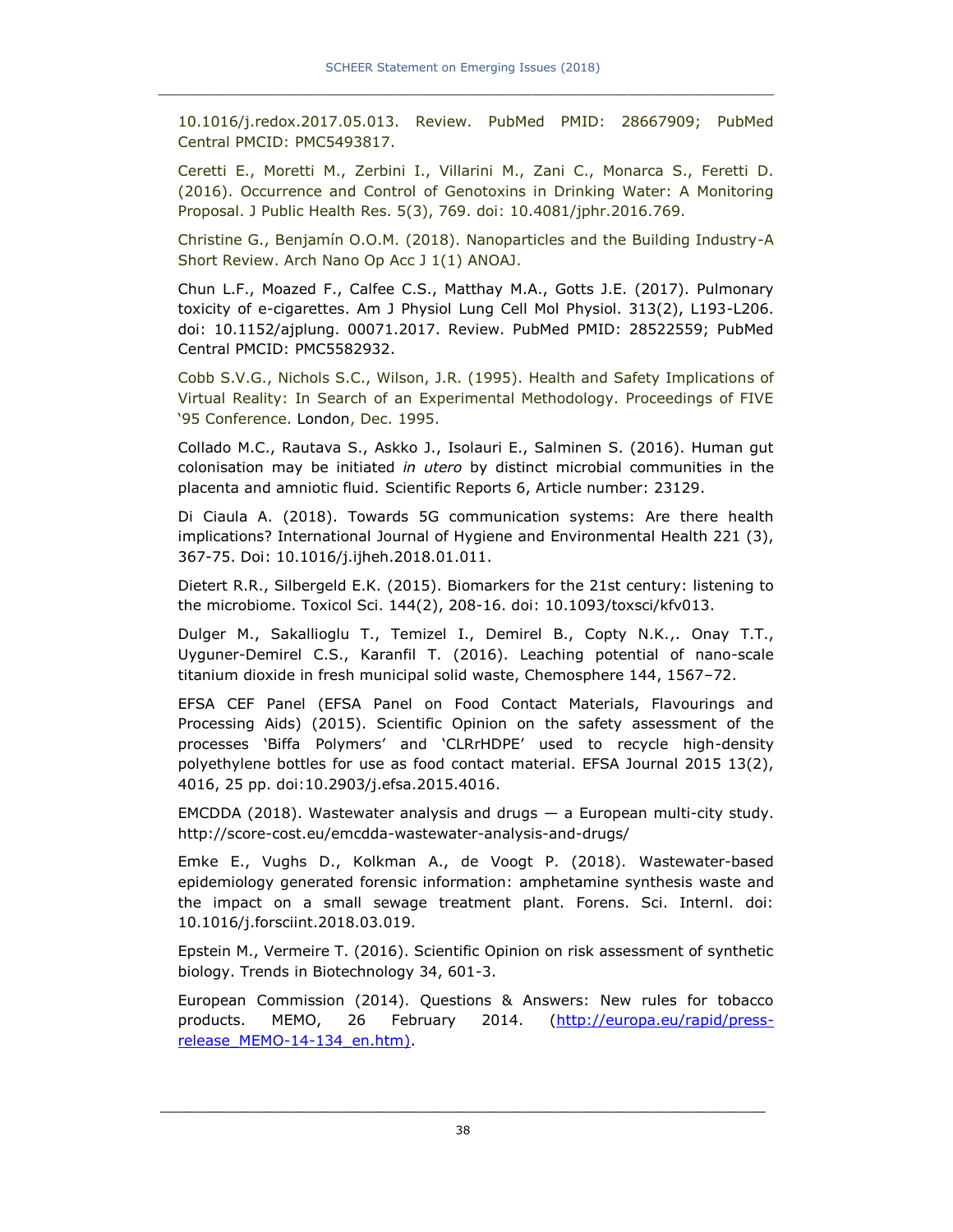10.1016/j.redox.2017.05.013. Review. PubMed PMID: 28667909; PubMed Central PMCID: PMC5493817.

Ceretti E., Moretti M., Zerbini I., Villarini M., Zani C., Monarca S., Feretti D. (2016). Occurrence and Control of Genotoxins in Drinking Water: A Monitoring Proposal. J Public Health Res. 5(3), 769. doi: 10.4081/jphr.2016.769.

Christine G., Benjamín O.O.M. (2018). Nanoparticles and the Building Industry-A Short Review. Arch Nano Op Acc J 1(1) ANOAJ.

Chun L.F., Moazed F., Calfee C.S., Matthay M.A., Gotts J.E. (2017). Pulmonary toxicity of e-cigarettes. Am J Physiol Lung Cell Mol Physiol. 313(2), L193-L206. doi: 10.1152/ajplung. 00071.2017. Review. PubMed PMID: 28522559; PubMed Central PMCID: PMC5582932.

Cobb S.V.G., Nichols S.C., Wilson, J.R. (1995). Health and Safety Implications of Virtual Reality: In Search of an Experimental Methodology. Proceedings of FIVE '95 Conference. London, Dec. 1995.

Collado M.C., Rautava S., Askko J., Isolauri E., Salminen S. (2016). Human gut colonisation may be initiated *in utero* by distinct microbial communities in the placenta and amniotic fluid. Scientific Reports 6, Article number: 23129.

Di Ciaula A. (2018). Towards 5G communication systems: Are there health implications? International Journal of Hygiene and Environmental Health 221 (3), 367-75. Doi: 10.1016/j.ijheh.2018.01.011.

Dietert R.R., Silbergeld E.K. (2015). Biomarkers for the 21st century: listening to the microbiome. Toxicol Sci. 144(2), 208-16. doi: 10.1093/toxsci/kfv013.

Dulger M., Sakallioglu T., Temizel I., Demirel B., Copty N.K.,. Onay T.T., Uyguner-Demirel C.S., Karanfil T. (2016). Leaching potential of nano-scale titanium dioxide in fresh municipal solid waste, Chemosphere 144, 1567–72.

EFSA CEF Panel (EFSA Panel on Food Contact Materials, Flavourings and Processing Aids) (2015). Scientific Opinion on the safety assessment of the processes 'Biffa Polymers' and 'CLRrHDPE' used to recycle high-density polyethylene bottles for use as food contact material. EFSA Journal 2015 13(2), 4016, 25 pp. doi:10.2903/j.efsa.2015.4016.

EMCDDA (2018). Wastewater analysis and drugs — a European multi-city study. http://score-cost.eu/emcdda-wastewater-analysis-and-drugs/

Emke E., Vughs D., Kolkman A., de Voogt P. (2018). Wastewater-based epidemiology generated forensic information: amphetamine synthesis waste and the impact on a small sewage treatment plant. Forens. Sci. Internl. doi: 10.1016/j.forsciint.2018.03.019.

Epstein M., Vermeire T. (2016). Scientific Opinion on risk assessment of synthetic biology. Trends in Biotechnology 34, 601-3.

European Commission (2014). Questions & Answers: New rules for tobacco products. MEMO, 26 February 2014. (http://europa.eu/rapid/press-release_MEMO-14-134_en.htm).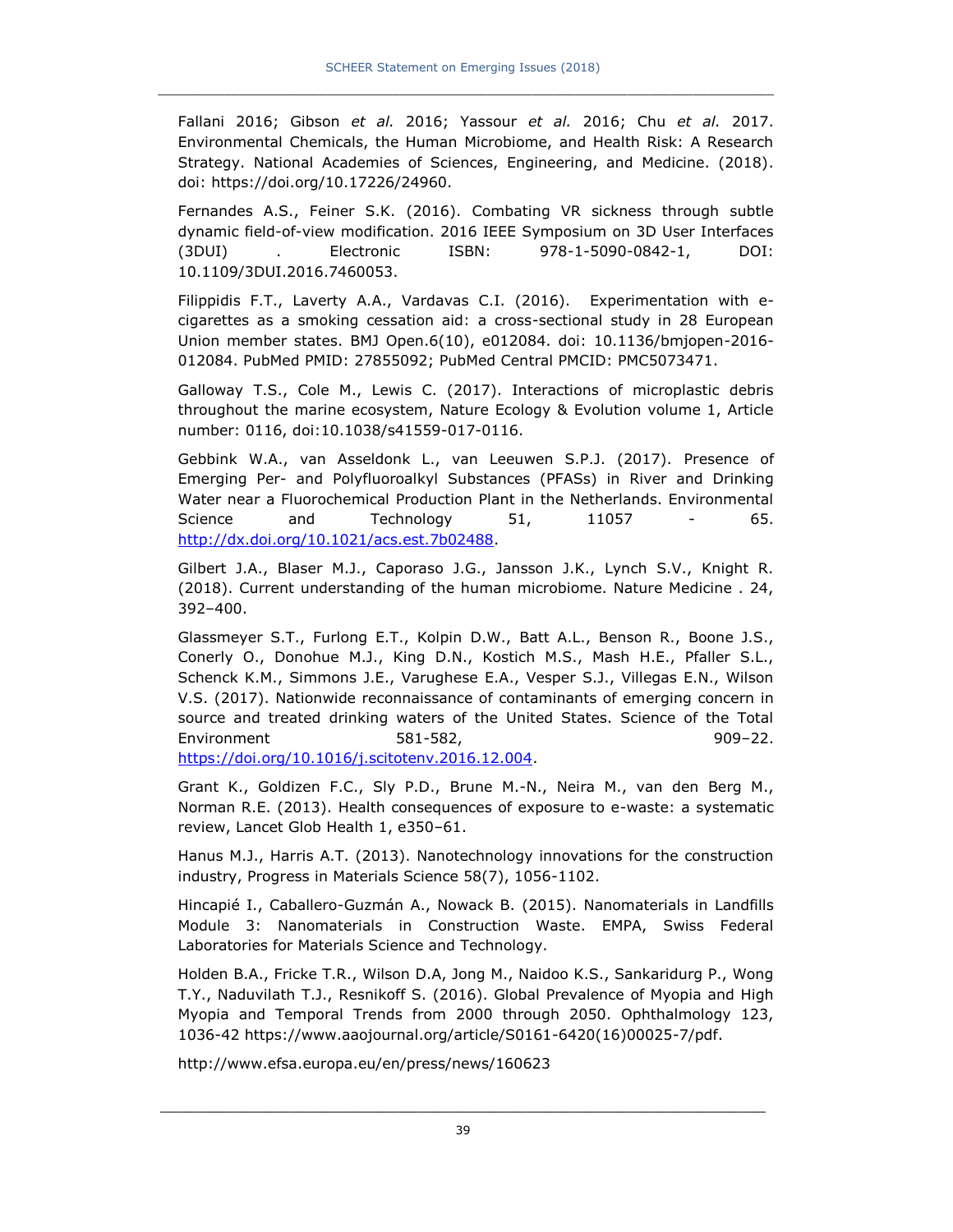Fallani 2016; Gibson *et al.* 2016; Yassour *et al.* 2016; Chu *et al.* 2017. Environmental Chemicals, the Human Microbiome, and Health Risk: A Research Strategy. National Academies of Sciences, Engineering, and Medicine. (2018). doi: https://doi.org/10.17226/24960.

Fernandes A.S., Feiner S.K. (2016). Combating VR sickness through subtle dynamic field-of-view modification. 2016 IEEE Symposium on 3D User Interfaces (3DUI) . Electronic ISBN: 978-1-5090-0842-1, DOI: 10.1109/3DUI.2016.7460053.

Filippidis F.T., Laverty A.A., Vardavas C.I. (2016). Experimentation with e-cigarettes as a smoking cessation aid: a cross-sectional study in 28 European Union member states. BMJ Open.6(10), e012084. doi: 10.1136/bmjopen-2016-012084. PubMed PMID: 27855092; PubMed Central PMCID: PMC5073471.

Galloway T.S., Cole M., Lewis C. (2017). Interactions of microplastic debris throughout the marine ecosystem, Nature Ecology & Evolution volume 1, Article number: 0116, doi:10.1038/s41559-017-0116.

Gebbink W.A., van Asseldonk L., van Leeuwen S.P.J. (2017). Presence of Emerging Per- and Polyfluoroalkyl Substances (PFASs) in River and Drinking Water near a Fluorochemical Production Plant in the Netherlands. Environmental Science and Technology 51, 11057 - 65. http://dx.doi.org/10.1021/acs.est.7b02488.

Gilbert J.A., Blaser M.J., Caporaso J.G., Jansson J.K., Lynch S.V., Knight R. (2018). Current understanding of the human microbiome. Nature Medicine . 24, 392–400.

Glassmeyer S.T., Furlong E.T., Kolpin D.W., Batt A.L., Benson R., Boone J.S., Conerly O., Donohue M.J., King D.N., Kostich M.S., Mash H.E., Pfaller S.L., Schenck K.M., Simmons J.E., Varughese E.A., Vesper S.J., Villegas E.N., Wilson V.S. (2017). Nationwide reconnaissance of contaminants of emerging concern in source and treated drinking waters of the United States. Science of the Total Environment 581-582, 909–22. https://doi.org/10.1016/j.scitotenv.2016.12.004.

Grant K., Goldizen F.C., Sly P.D., Brune M.-N., Neira M., van den Berg M., Norman R.E. (2013). Health consequences of exposure to e-waste: a systematic review, Lancet Glob Health 1, e350–61.

Hanus M.J., Harris A.T. (2013). Nanotechnology innovations for the construction industry, Progress in Materials Science 58(7), 1056-1102.

Hincapié I., Caballero-Guzmán A., Nowack B. (2015). Nanomaterials in Landfills Module 3: Nanomaterials in Construction Waste. EMPA, Swiss Federal Laboratories for Materials Science and Technology.

Holden B.A., Fricke T.R., Wilson D.A, Jong M., Naidoo K.S., Sankaridurg P., Wong T.Y., Naduvilath T.J., Resnikoff S. (2016). Global Prevalence of Myopia and High Myopia and Temporal Trends from 2000 through 2050. Ophthalmology 123, 1036-42 https://www.aaojournal.org/article/S0161-6420(16)00025-7/pdf.

http://www.efsa.europa.eu/en/press/news/160623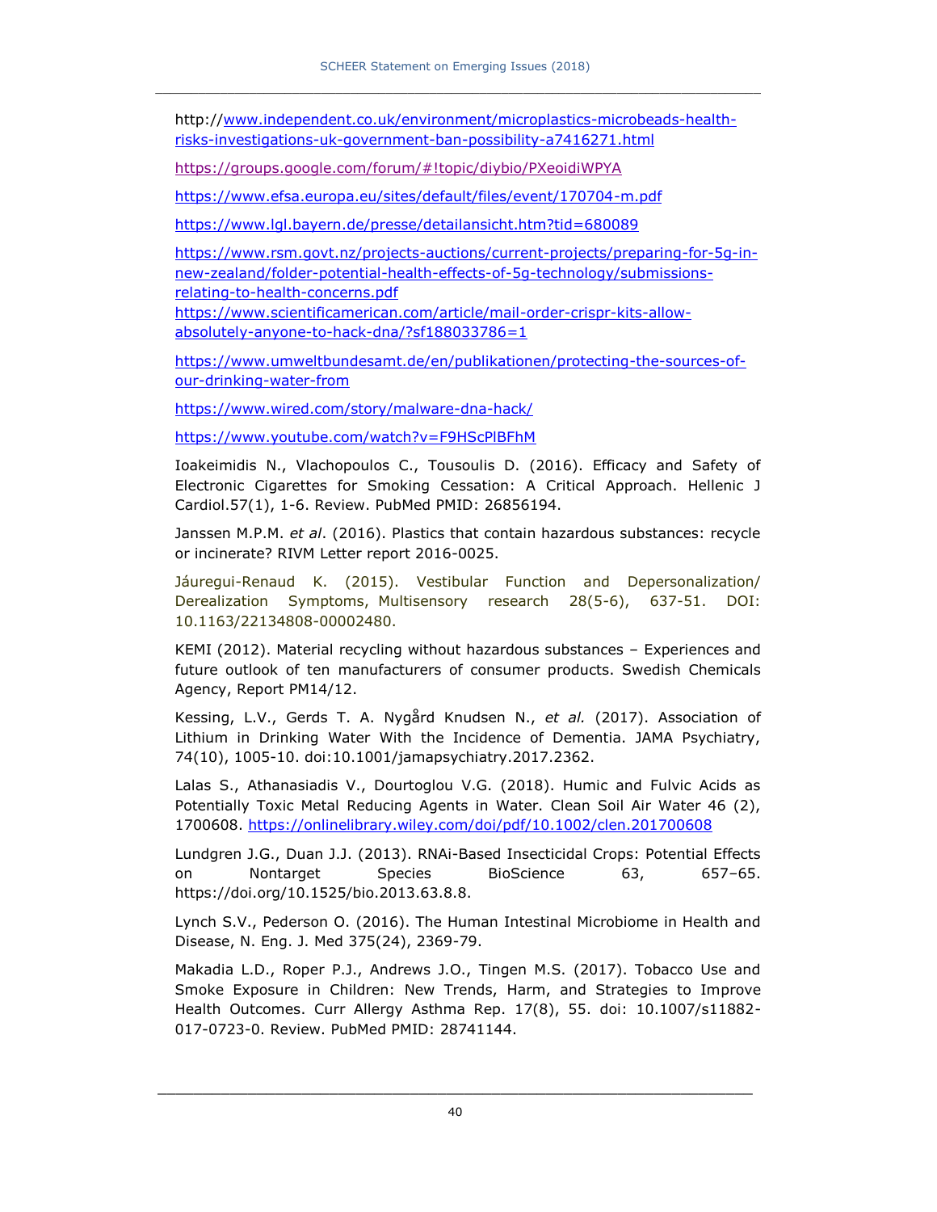http://www.independent.co.uk/environment/microplastics-microbeads-health-risks-investigations-uk-government-ban-possibility-a7416271.html

https://groups.google.com/forum/#!topic/diybio/PXeoidiWPYA

https://www.efsa.europa.eu/sites/default/files/event/170704-m.pdf

https://www.lgl.bayern.de/presse/detailansicht.htm?tid=680089

https://www.rsm.govt.nz/projects-auctions/current-projects/preparing-for-5g-in-new-zealand/folder-potential-health-effects-of-5g-technology/submissions-relating-to-health-concerns.pdf

https://www.scientificamerican.com/article/mail-order-crispr-kits-allow-absolutely-anyone-to-hack-dna/?sf188033786=1

https://www.umweltbundesamt.de/en/publikationen/protecting-the-sources-of-our-drinking-water-from

https://www.wired.com/story/malware-dna-hack/

https://www.youtube.com/watch?v=F9HScPlBFhM

Ioakeimidis N., Vlachopoulos C., Tousoulis D. (2016). Efficacy and Safety of Electronic Cigarettes for Smoking Cessation: A Critical Approach. Hellenic J Cardiol.57(1), 1-6. Review. PubMed PMID: 26856194.

Janssen M.P.M. *et al*. (2016). Plastics that contain hazardous substances: recycle or incinerate? RIVM Letter report 2016-0025.

Jáuregui-Renaud K. (2015). Vestibular Function and Depersonalization/ Derealization Symptoms, Multisensory research 28(5-6), 637-51. DOI: 10.1163/22134808-00002480.

KEMI (2012). Material recycling without hazardous substances – Experiences and future outlook of ten manufacturers of consumer products. Swedish Chemicals Agency, Report PM14/12.

Kessing, L.V., Gerds T. A. Nygård Knudsen N., *et al.* (2017). Association of Lithium in Drinking Water With the Incidence of Dementia. JAMA Psychiatry, 74(10), 1005-10. doi:10.1001/jamapsychiatry.2017.2362.

Lalas S., Athanasiadis V., Dourtoglou V.G. (2018). Humic and Fulvic Acids as Potentially Toxic Metal Reducing Agents in Water. Clean Soil Air Water 46 (2), 1700608. https://onlinelibrary.wiley.com/doi/pdf/10.1002/clen.201700608

Lundgren J.G., Duan J.J. (2013). RNAi-Based Insecticidal Crops: Potential Effects on Nontarget Species BioScience 63, 657–65. https://doi.org/10.1525/bio.2013.63.8.8.

Lynch S.V., Pederson O. (2016). The Human Intestinal Microbiome in Health and Disease, N. Eng. J. Med 375(24), 2369-79.

Makadia L.D., Roper P.J., Andrews J.O., Tingen M.S. (2017). Tobacco Use and Smoke Exposure in Children: New Trends, Harm, and Strategies to Improve Health Outcomes. Curr Allergy Asthma Rep. 17(8), 55. doi: 10.1007/s11882-017-0723-0. Review. PubMed PMID: 28741144.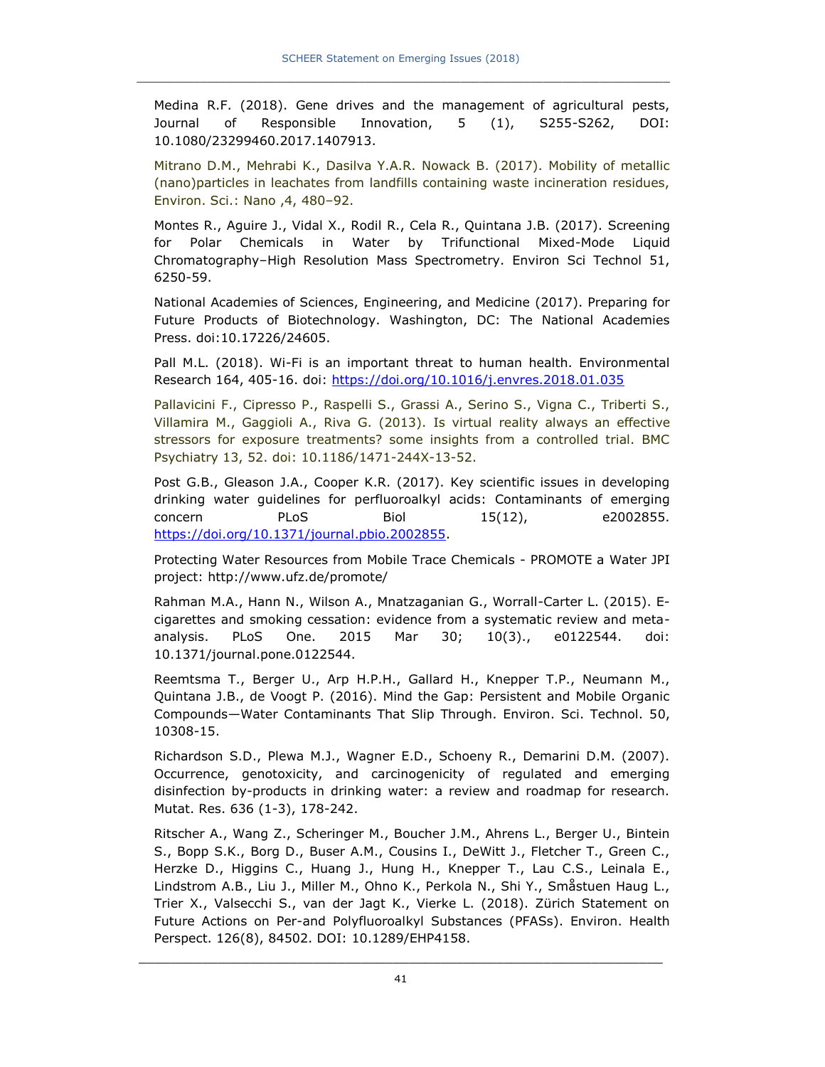Medina R.F. (2018). Gene drives and the management of agricultural pests, Journal of Responsible Innovation, 5 (1), S255-S262, DOI: 10.1080/23299460.2017.1407913.

Mitrano D.M., Mehrabi K., Dasilva Y.A.R. Nowack B. (2017). Mobility of metallic (nano)particles in leachates from landfills containing waste incineration residues, Environ. Sci.: Nano ,4, 480–92.

Montes R., Aguire J., Vidal X., Rodil R., Cela R., Quintana J.B. (2017). Screening for Polar Chemicals in Water by Trifunctional Mixed-Mode Liquid Chromatography–High Resolution Mass Spectrometry. Environ Sci Technol 51, 6250-59.

National Academies of Sciences, Engineering, and Medicine (2017). Preparing for Future Products of Biotechnology. Washington, DC: The National Academies Press. doi:10.17226/24605.

Pall M.L. (2018). Wi-Fi is an important threat to human health. Environmental Research 164, 405-16. doi: https://doi.org/10.1016/j.envres.2018.01.035

Pallavicini F., Cipresso P., Raspelli S., Grassi A., Serino S., Vigna C., Triberti S., Villamira M., Gaggioli A., Riva G. (2013). Is virtual reality always an effective stressors for exposure treatments? some insights from a controlled trial. BMC Psychiatry 13, 52. doi: 10.1186/1471-244X-13-52.

Post G.B., Gleason J.A., Cooper K.R. (2017). Key scientific issues in developing drinking water guidelines for perfluoroalkyl acids: Contaminants of emerging concern PLoS Biol 15(12), e2002855. https://doi.org/10.1371/journal.pbio.2002855.

Protecting Water Resources from Mobile Trace Chemicals - PROMOTE a Water JPI project: http://www.ufz.de/promote/

Rahman M.A., Hann N., Wilson A., Mnatzaganian G., Worrall-Carter L. (2015). E-cigarettes and smoking cessation: evidence from a systematic review and meta-analysis. PLoS One. 2015 Mar 30; 10(3)., e0122544. doi: 10.1371/journal.pone.0122544.

Reemtsma T., Berger U., Arp H.P.H., Gallard H., Knepper T.P., Neumann M., Quintana J.B., de Voogt P. (2016). Mind the Gap: Persistent and Mobile Organic Compounds—Water Contaminants That Slip Through. Environ. Sci. Technol. 50, 10308-15.

Richardson S.D., Plewa M.J., Wagner E.D., Schoeny R., Demarini D.M. (2007). Occurrence, genotoxicity, and carcinogenicity of regulated and emerging disinfection by-products in drinking water: a review and roadmap for research. Mutat. Res. 636 (1-3), 178-242.

Ritscher A., Wang Z., Scheringer M., Boucher J.M., Ahrens L., Berger U., Bintein S., Bopp S.K., Borg D., Buser A.M., Cousins I., DeWitt J., Fletcher T., Green C., Herzke D., Higgins C., Huang J., Hung H., Knepper T., Lau C.S., Leinala E., Lindstrom A.B., Liu J., Miller M., Ohno K., Perkola N., Shi Y., Småstuen Haug L., Trier X., Valsecchi S., van der Jagt K., Vierke L. (2018). Zürich Statement on Future Actions on Per-and Polyfluoroalkyl Substances (PFASs). Environ. Health Perspect. 126(8), 84502. DOI: 10.1289/EHP4158.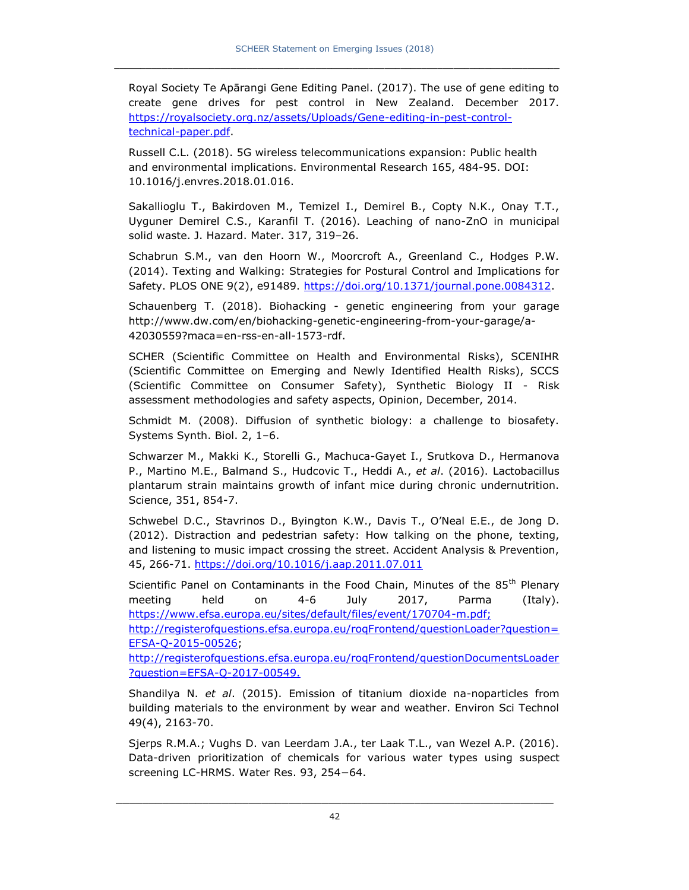Royal Society Te Apārangi Gene Editing Panel. (2017). The use of gene editing to create gene drives for pest control in New Zealand. December 2017. https://royalsociety.org.nz/assets/Uploads/Gene-editing-in-pest-control-technical-paper.pdf.

Russell C.L. (2018). 5G wireless telecommunications expansion: Public health and environmental implications. Environmental Research 165, 484-95. DOI: 10.1016/j.envres.2018.01.016.

Sakallioglu T., Bakirdoven M., Temizel I., Demirel B., Copty N.K., Onay T.T., Uyguner Demirel C.S., Karanfil T. (2016). Leaching of nano-ZnO in municipal solid waste. J. Hazard. Mater. 317, 319–26.

Schabrun S.M., van den Hoorn W., Moorcroft A., Greenland C., Hodges P.W. (2014). Texting and Walking: Strategies for Postural Control and Implications for Safety. PLOS ONE 9(2), e91489. https://doi.org/10.1371/journal.pone.0084312.

Schauenberg T. (2018). Biohacking - genetic engineering from your garage http://www.dw.com/en/biohacking-genetic-engineering-from-your-garage/a-42030559?maca=en-rss-en-all-1573-rdf.

SCHER (Scientific Committee on Health and Environmental Risks), SCENIHR (Scientific Committee on Emerging and Newly Identified Health Risks), SCCS (Scientific Committee on Consumer Safety), Synthetic Biology II - Risk assessment methodologies and safety aspects, Opinion, December, 2014.

Schmidt M. (2008). Diffusion of synthetic biology: a challenge to biosafety. Systems Synth. Biol. 2, 1–6.

Schwarzer M., Makki K., Storelli G., Machuca-Gayet I., Srutkova D., Hermanova P., Martino M.E., Balmand S., Hudcovic T., Heddi A., *et al*. (2016). Lactobacillus plantarum strain maintains growth of infant mice during chronic undernutrition. Science, 351, 854-7.

Schwebel D.C., Stavrinos D., Byington K.W., Davis T., O'Neal E.E., de Jong D. (2012). Distraction and pedestrian safety: How talking on the phone, texting, and listening to music impact crossing the street. Accident Analysis & Prevention, 45, 266-71. https://doi.org/10.1016/j.aap.2011.07.011

Scientific Panel on Contaminants in the Food Chain, Minutes of the 85th Plenary meeting held on 4-6 July 2017, Parma (Italy). https://www.efsa.europa.eu/sites/default/files/event/170704-m.pdf; http://registerofquestions.efsa.europa.eu/roqFrontend/questionLoader?question=EFSA-Q-2015-00526; http://registerofquestions.efsa.europa.eu/roqFrontend/questionDocumentsLoader?question=EFSA-Q-2017-00549.

Shandilya N. *et al*. (2015). Emission of titanium dioxide na-noparticles from building materials to the environment by wear and weather. Environ Sci Technol 49(4), 2163-70.

Sjerps R.M.A.; Vughs D. van Leerdam J.A., ter Laak T.L., van Wezel A.P. (2016). Data-driven prioritization of chemicals for various water types using suspect screening LC-HRMS. Water Res. 93, 254−64.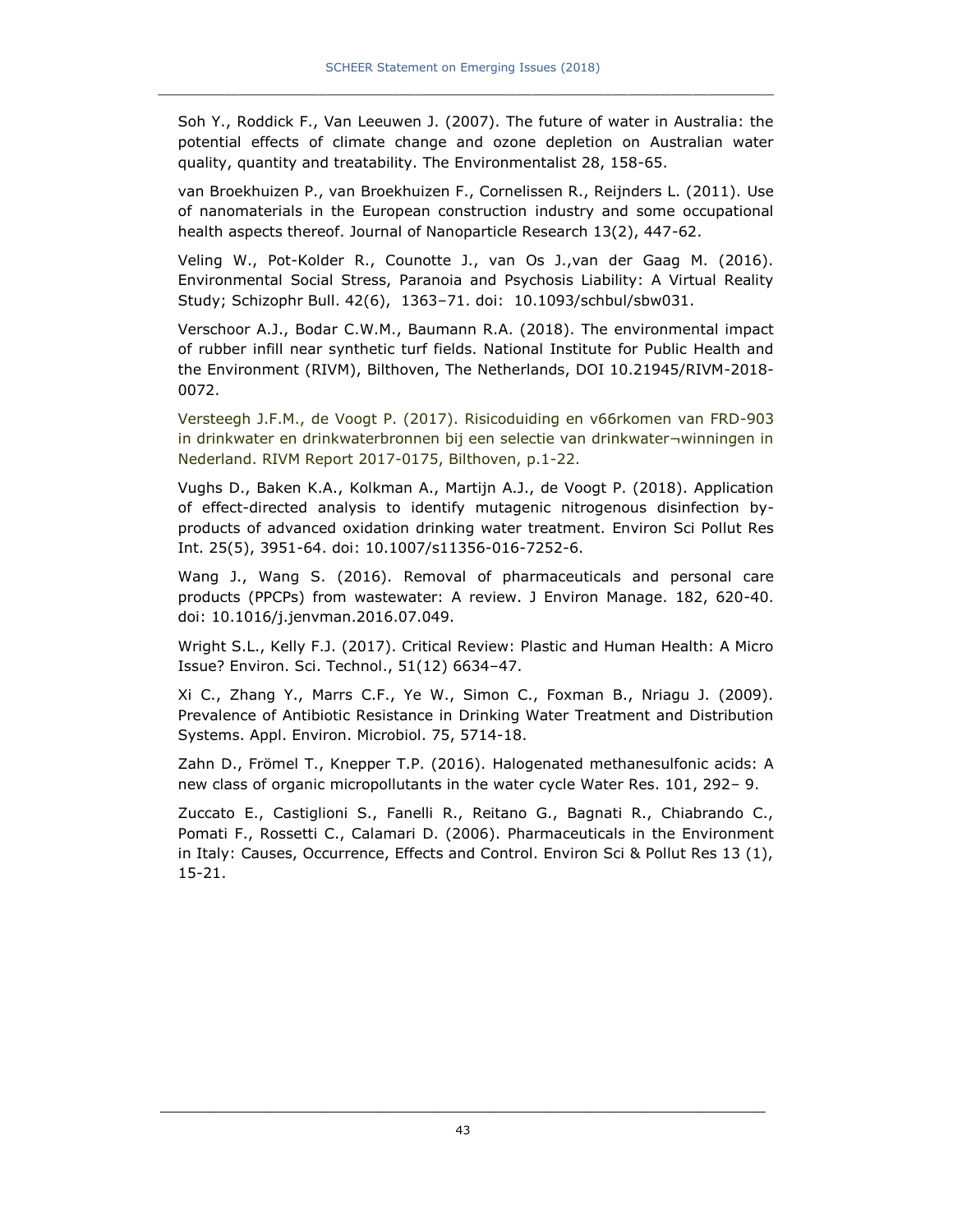Soh Y., Roddick F., Van Leeuwen J. (2007). The future of water in Australia: the potential effects of climate change and ozone depletion on Australian water quality, quantity and treatability. The Environmentalist 28, 158-65.

van Broekhuizen P., van Broekhuizen F., Cornelissen R., Reijnders L. (2011). Use of nanomaterials in the European construction industry and some occupational health aspects thereof. Journal of Nanoparticle Research 13(2), 447-62.

Veling W., Pot-Kolder R., Counotte J., van Os J.,van der Gaag M. (2016). Environmental Social Stress, Paranoia and Psychosis Liability: A Virtual Reality Study; Schizophr Bull. 42(6), 1363–71. doi: 10.1093/schbul/sbw031.

Verschoor A.J., Bodar C.W.M., Baumann R.A. (2018). The environmental impact of rubber infill near synthetic turf fields. National Institute for Public Health and the Environment (RIVM), Bilthoven, The Netherlands, DOI 10.21945/RIVM-2018-0072.

Versteegh J.F.M., de Voogt P. (2017). Risicoduiding en v66rkomen van FRD-903 in drinkwater en drinkwaterbronnen bij een selectie van drinkwater¬winningen in Nederland. RIVM Report 2017-0175, Bilthoven, p.1-22.

Vughs D., Baken K.A., Kolkman A., Martijn A.J., de Voogt P. (2018). Application of effect-directed analysis to identify mutagenic nitrogenous disinfection by-products of advanced oxidation drinking water treatment. Environ Sci Pollut Res Int. 25(5), 3951-64. doi: 10.1007/s11356-016-7252-6.

Wang J., Wang S. (2016). Removal of pharmaceuticals and personal care products (PPCPs) from wastewater: A review. J Environ Manage. 182, 620-40. doi: 10.1016/j.jenvman.2016.07.049.

Wright S.L., Kelly F.J. (2017). Critical Review: Plastic and Human Health: A Micro Issue? Environ. Sci. Technol., 51(12) 6634–47.

Xi C., Zhang Y., Marrs C.F., Ye W., Simon C., Foxman B., Nriagu J. (2009). Prevalence of Antibiotic Resistance in Drinking Water Treatment and Distribution Systems. Appl. Environ. Microbiol. 75, 5714-18.

Zahn D., Frömel T., Knepper T.P. (2016). Halogenated methanesulfonic acids: A new class of organic micropollutants in the water cycle Water Res. 101, 292– 9.

Zuccato E., Castiglioni S., Fanelli R., Reitano G., Bagnati R., Chiabrando C., Pomati F., Rossetti C., Calamari D. (2006). Pharmaceuticals in the Environment in Italy: Causes, Occurrence, Effects and Control. Environ Sci & Pollut Res 13 (1), 15-21.